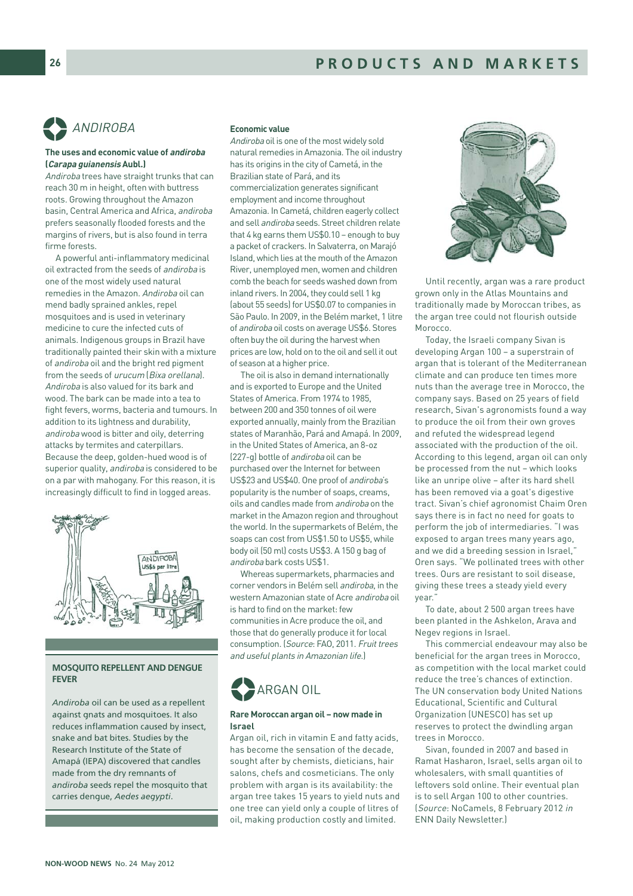## *ANDIROBA*

### The uses and economic value of *andiroba* (*Carapa guianensis* Aubl.)

*Andiroba* trees have straight trunks that can reach 30 m in height, often with buttress roots. Growing throughout the Amazon basin, Central America and Africa, *andiroba* prefers seasonally flooded forests and the margins of rivers, but is also found in terra firme forests.

A powerful anti-inflammatory medicinal oil extracted from the seeds of *andiroba* is one of the most widely used natural remedies in the Amazon. *Andiroba* oil can mend badly sprained ankles, repel mosquitoes and is used in veterinary medicine to cure the infected cuts of animals. Indigenous groups in Brazil have traditionally painted their skin with a mixture of *andiroba* oil and the bright red pigment from the seeds of *urucum* (*Bixa orellana*). *Andiroba* is also valued for its bark and wood. The bark can be made into a tea to fight fevers, worms, bacteria and tumours. In addition to its lightness and durability, *andiroba* wood is bitter and oily, deterring attacks by termites and caterpillars. Because the deep, golden-hued wood is of superior quality, *andiroba* is considered to be on a par with mahogany. For this reason, it is increasingly difficult to find in logged areas.

#### MOSQUITO REPELLENT AND DENGUE FEVER

*Andiroba* oil can be used as a repellent against gnats and mosquitoes. It also reduces inflammation caused by insect, snake and bat bites. Studies by the Research Institute of the State of Amapá (IEPA) discovered that candles made from the dry remnants of *andiroba* seeds repel the mosquito that carries dengue, *Aedes aegypti*.

#### Economic value

*Andiroba* oil is one of the most widely sold natural remedies in Amazonia. The oil industry has its origins in the city of Cametá, in the Brazilian state of Pará, and its commercialization generates significant employment and income throughout Amazonia. In Cametá, children eagerly collect and sell *andiroba* seeds. Street children relate that 4 kg earns them US$0.10 – enough to buy a packet of crackers. In Salvaterra, on Marajó Island, which lies at the mouth of the Amazon River, unemployed men, women and children comb the beach for seeds washed down from inland rivers. In 2004, they could sell 1 kg (about 55 seeds) for US$0.07 to companies in São Paulo. In 2009, in the Belém market, 1 litre of *andiroba* oil costs on average US$6. Stores often buy the oil during the harvest when prices are low, hold on to the oil and sell it out of season at a higher price.

The oil is also in demand internationally and is exported to Europe and the United States of America. From 1974 to 1985, between 200 and 350 tonnes of oil were exported annually, mainly from the Brazilian states of Maranhão, Pará and Amapá. In 2009, in the United States of America, an 8-oz (227-g) bottle of *andiroba* oil can be purchased over the Internet for between US$23 and US$40. One proof of *andiroba*'s popularity is the number of soaps, creams, oils and candles made from *andiroba* on the market in the Amazon region and throughout the world. In the supermarkets of Belém, the soaps can cost from US$1.50 to US$5, while body oil (50 ml) costs US$3. A 150 g bag of *andiroba* bark costs US$1.

Whereas supermarkets, pharmacies and corner vendors in Belém sell *andiroba*, in the western Amazonian state of Acre *andiroba* oil is hard to find on the market: few communities in Acre produce the oil, and those that do generally produce it for local consumption. (*Source*: FAO, 2011. *Fruit trees and useful plants in Amazonian life*.)

## ARGAN OIL

### Rare Moroccan argan oil – now made in Israel

Argan oil, rich in vitamin E and fatty acids, has become the sensation of the decade, sought after by chemists, dieticians, hair salons, chefs and cosmeticians. The only problem with argan is its availability: the argan tree takes 15 years to yield nuts and one tree can yield only a couple of litres of oil, making production costly and limited.

Until recently, argan was a rare product grown only in the Atlas Mountains and traditionally made by Moroccan tribes, as the argan tree could not flourish outside Morocco.

Today, the Israeli company Sivan is developing Argan 100 – a superstrain of argan that is tolerant of the Mediterranean climate and can produce ten times more nuts than the average tree in Morocco, the company says. Based on 25 years of field research, Sivan's agronomists found a way to produce the oil from their own groves and refuted the widespread legend associated with the production of the oil. According to this legend, argan oil can only be processed from the nut – which looks like an unripe olive – after its hard shell has been removed via a goat's digestive tract. Sivan's chief agronomist Chaim Oren says there is in fact no need for goats to perform the job of intermediaries. "I was exposed to argan trees many years ago, and we did a breeding session in Israel," Oren says. "We pollinated trees with other trees. Ours are resistant to soil disease, giving these trees a steady yield every year."

To date, about 2 500 argan trees have been planted in the Ashkelon, Arava and Negev regions in Israel.

This commercial endeavour may also be beneficial for the argan trees in Morocco, as competition with the local market could reduce the tree's chances of extinction. The UN conservation body United Nations Educational, Scientific and Cultural Organization (UNESCO) has set up reserves to protect the dwindling argan trees in Morocco.

Sivan, founded in 2007 and based in Ramat Hasharon, Israel, sells argan oil to wholesalers, with small quantities of leftovers sold online. Their eventual plan is to sell Argan 100 to other countries. (*Source*: NoCamels, 8 February 2012 *in* ENN Daily Newsletter.)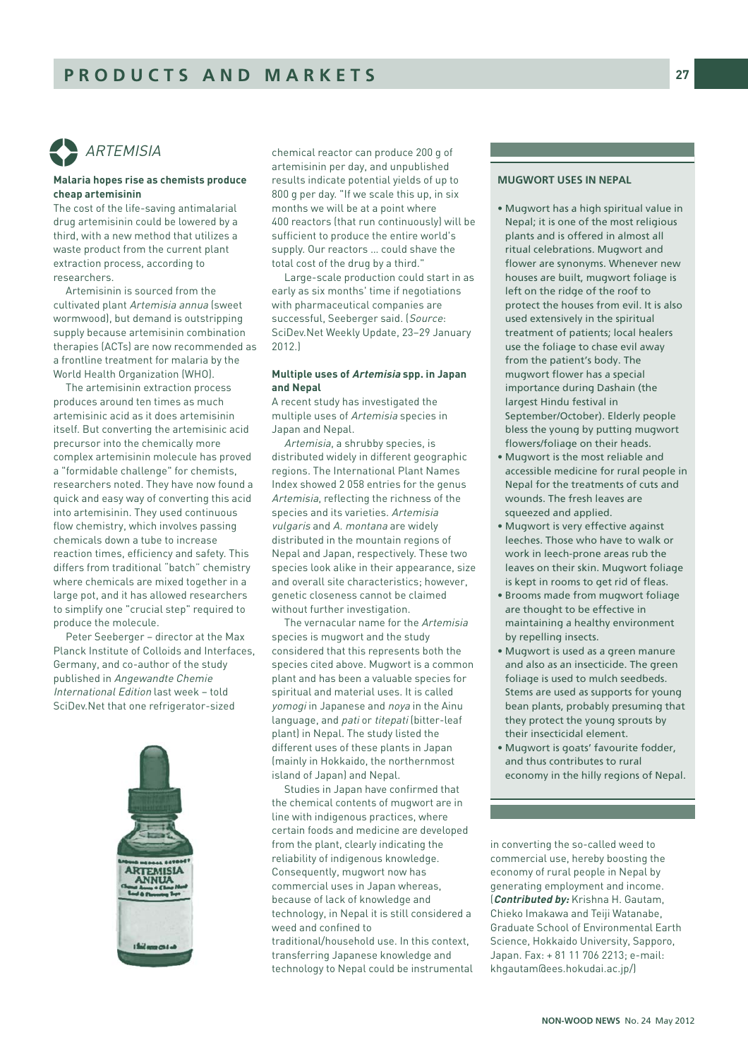## ARTEMISIA

### Malaria hopes rise as chemists produce cheap artemisinin

The cost of the life-saving antimalarial drug artemisinin could be lowered by a third, with a new method that utilizes a waste product from the current plant extraction process, according to researchers.

Artemisinin is sourced from the cultivated plant *Artemisia annua* (sweet wormwood), but demand is outstripping supply because artemisinin combination therapies (ACTs) are now recommended as a frontline treatment for malaria by the World Health Organization (WHO).

The artemisinin extraction process produces around ten times as much artemisinic acid as it does artemisinin itself. But converting the artemisinic acid precursor into the chemically more complex artemisinin molecule has proved a "formidable challenge" for chemists, researchers noted. They have now found a quick and easy way of converting this acid into artemisinin. They used continuous flow chemistry, which involves passing chemicals down a tube to increase reaction times, efficiency and safety. This differs from traditional "batch" chemistry where chemicals are mixed together in a large pot, and it has allowed researchers to simplify one "crucial step" required to produce the molecule.

Peter Seeberger – director at the Max Planck Institute of Colloids and Interfaces, Germany, and co-author of the study published in *Angewandte Chemie International Edition* last week – told SciDev.Net that one refrigerator-sized chemical reactor can produce 200 g of artemisinin per day, and unpublished results indicate potential yields of up to 800 g per day. "If we scale this up, in six months we will be at a point where 400 reactors (that run continuously) will be sufficient to produce the entire world's supply. Our reactors ... could shave the total cost of the drug by a third."

Large-scale production could start in as early as six months' time if negotiations with pharmaceutical companies are successful, Seeberger said. (*Source*: SciDev.Net Weekly Update, 23–29 January 2012.)

### Multiple uses of *Artemisia* spp. in Japan and Nepal

A recent study has investigated the multiple uses of *Artemisia* species in Japan and Nepal.

*Artemisia*, a shrubby species, is distributed widely in different geographic regions. The International Plant Names Index showed 2 058 entries for the genus *Artemisia*, reflecting the richness of the species and its varieties. *Artemisia vulgaris* and *A. montana* are widely distributed in the mountain regions of Nepal and Japan, respectively. These two species look alike in their appearance, size and overall site characteristics; however, genetic closeness cannot be claimed without further investigation.

The vernacular name for the *Artemisia* species is mugwort and the study considered that this represents both the species cited above. Mugwort is a common plant and has been a valuable species for spiritual and material uses. It is called *yomogi* in Japanese and *noya* in the Ainu language, and *pati* or *titepati* (bitter-leaf plant) in Nepal. The study listed the different uses of these plants in Japan (mainly in Hokkaido, the northernmost island of Japan) and Nepal.

Studies in Japan have confirmed that the chemical contents of mugwort are in line with indigenous practices, where certain foods and medicine are developed from the plant, clearly indicating the reliability of indigenous knowledge. Consequently, mugwort now has commercial uses in Japan whereas, because of lack of knowledge and technology, in Nepal it is still considered a weed and confined to traditional/household use. In this context, transferring Japanese knowledge and technology to Nepal could be instrumental in converting the so-called weed to commercial use, hereby boosting the economy of rural people in Nepal by generating employment and income. (***Contributed by:*** Krishna H. Gautam, Chieko Imakawa and Teiji Watanabe, Graduate School of Environmental Earth Science, Hokkaido University, Sapporo, Japan. Fax: + 81 11 706 2213; e-mail: khgautam@ees.hokudai.ac.jp/)

#### MUGWORT USES IN NEPAL

- Mugwort has a high spiritual value in Nepal; it is one of the most religious plants and is offered in almost all ritual celebrations. Mugwort and flower are synonyms. Whenever new houses are built, mugwort foliage is left on the ridge of the roof to protect the houses from evil. It is also used extensively in the spiritual treatment of patients; local healers use the foliage to chase evil away from the patient's body. The mugwort flower has a special importance during Dashain (the largest Hindu festival in September/October). Elderly people bless the young by putting mugwort flowers/foliage on their heads.
- Mugwort is the most reliable and accessible medicine for rural people in Nepal for the treatments of cuts and wounds. The fresh leaves are squeezed and applied.
- Mugwort is very effective against leeches. Those who have to walk or work in leech-prone areas rub the leaves on their skin. Mugwort foliage is kept in rooms to get rid of fleas.
- Brooms made from mugwort foliage are thought to be effective in maintaining a healthy environment by repelling insects.
- Mugwort is used as a green manure and also as an insecticide. The green foliage is used to mulch seedbeds. Stems are used as supports for young bean plants, probably presuming that they protect the young sprouts by their insecticidal element.
- Mugwort is goats' favourite fodder, and thus contributes to rural economy in the hilly regions of Nepal.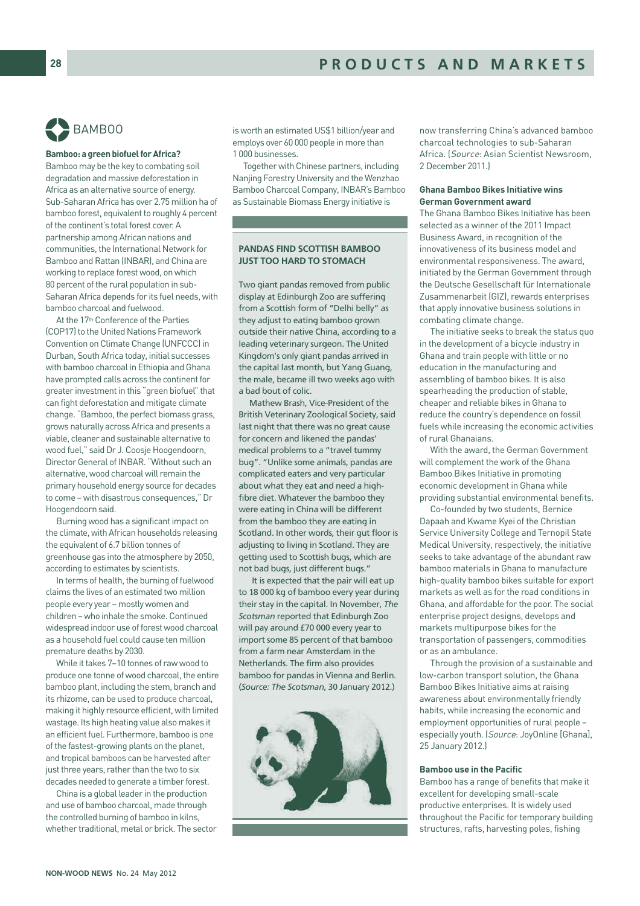## BAMBOO

**Bamboo: a green biofuel for Africa?**

Bamboo may be the key to combating soil degradation and massive deforestation in Africa as an alternative source of energy. Sub-Saharan Africa has over 2.75 million ha of bamboo forest, equivalent to roughly 4 percent of the continent's total forest cover. A partnership among African nations and communities, the International Network for Bamboo and Rattan (INBAR), and China are working to replace forest wood, on which 80 percent of the rural population in sub-Saharan Africa depends for its fuel needs, with bamboo charcoal and fuelwood.

At the 17th Conference of the Parties (COP17) to the United Nations Framework Convention on Climate Change (UNFCCC) in Durban, South Africa today, initial successes with bamboo charcoal in Ethiopia and Ghana have prompted calls across the continent for greater investment in this "green biofuel" that can fight deforestation and mitigate climate change. "Bamboo, the perfect biomass grass, grows naturally across Africa and presents a viable, cleaner and sustainable alternative to wood fuel," said Dr J. Coosje Hoogendoorn, Director General of INBAR. "Without such an alternative, wood charcoal will remain the primary household energy source for decades to come – with disastrous consequences," Dr Hoogendoorn said.

Burning wood has a significant impact on the climate, with African households releasing the equivalent of 6.7 billion tonnes of greenhouse gas into the atmosphere by 2050, according to estimates by scientists.

In terms of health, the burning of fuelwood claims the lives of an estimated two million people every year – mostly women and children – who inhale the smoke. Continued widespread indoor use of forest wood charcoal as a household fuel could cause ten million premature deaths by 2030.

While it takes 7–10 tonnes of raw wood to produce one tonne of wood charcoal, the entire bamboo plant, including the stem, branch and its rhizome, can be used to produce charcoal, making it highly resource efficient, with limited wastage. Its high heating value also makes it an efficient fuel. Furthermore, bamboo is one of the fastest-growing plants on the planet, and tropical bamboos can be harvested after just three years, rather than the two to six decades needed to generate a timber forest.

China is a global leader in the production and use of bamboo charcoal, made through the controlled burning of bamboo in kilns, whether traditional, metal or brick. The sector is worth an estimated US$1 billion/year and employs over 60 000 people in more than 1 000 businesses.

Together with Chinese partners, including Nanjing Forestry University and the Wenzhao Bamboo Charcoal Company, INBAR's Bamboo as Sustainable Biomass Energy initiative is now transferring China's advanced bamboo charcoal technologies to sub-Saharan Africa. (*Source*: Asian Scientist Newsroom, 2 December 2011.)

**PANDAS FIND SCOTTISH BAMBOO JUST TOO HARD TO STOMACH**

Two giant pandas removed from public display at Edinburgh Zoo are suffering from a Scottish form of "Delhi belly" as they adjust to eating bamboo grown outside their native China, according to a leading veterinary surgeon. The United Kingdom's only giant pandas arrived in the capital last month, but Yang Guang, the male, became ill two weeks ago with a bad bout of colic.

Mathew Brash, Vice-President of the British Veterinary Zoological Society, said last night that there was no great cause for concern and likened the pandas' medical problems to a "travel tummy bug". "Unlike some animals, pandas are complicated eaters and very particular about what they eat and need a high-fibre diet. Whatever the bamboo they were eating in China will be different from the bamboo they are eating in Scotland. In other words, their gut floor is adjusting to living in Scotland. They are getting used to Scottish bugs, which are not bad bugs, just different bugs."

It is expected that the pair will eat up to 18 000 kg of bamboo every year during their stay in the capital. In November, *The Scotsman* reported that Edinburgh Zoo will pay around £70 000 every year to import some 85 percent of that bamboo from a farm near Amsterdam in the Netherlands. The firm also provides bamboo for pandas in Vienna and Berlin. (*Source: The Scotsman,* 30 January 2012.)

**Ghana Bamboo Bikes Initiative wins German Government award**

The Ghana Bamboo Bikes Initiative has been selected as a winner of the 2011 Impact Business Award, in recognition of the innovativeness of its business model and environmental responsiveness. The award, initiated by the German Government through the Deutsche Gesellschaft für Internationale Zusammenarbeit (GIZ), rewards enterprises that apply innovative business solutions in combating climate change.

The initiative seeks to break the status quo in the development of a bicycle industry in Ghana and train people with little or no education in the manufacturing and assembling of bamboo bikes. It is also spearheading the production of stable, cheaper and reliable bikes in Ghana to reduce the country's dependence on fossil fuels while increasing the economic activities of rural Ghanaians.

With the award, the German Government will complement the work of the Ghana Bamboo Bikes Initiative in promoting economic development in Ghana while providing substantial environmental benefits.

Co-founded by two students, Bernice Dapaah and Kwame Kyei of the Christian Service University College and Ternopil State Medical University, respectively, the initiative seeks to take advantage of the abundant raw bamboo materials in Ghana to manufacture high-quality bamboo bikes suitable for export markets as well as for the road conditions in Ghana, and affordable for the poor. The social enterprise project designs, develops and markets multipurpose bikes for the transportation of passengers, commodities or as an ambulance.

Through the provision of a sustainable and low-carbon transport solution, the Ghana Bamboo Bikes Initiative aims at raising awareness about environmentally friendly habits, while increasing the economic and employment opportunities of rural people – especially youth. (*Source*: JoyOnline [Ghana], 25 January 2012.)

**Bamboo use in the Pacific**

Bamboo has a range of benefits that make it excellent for developing small-scale productive enterprises. It is widely used throughout the Pacific for temporary building structures, rafts, harvesting poles, fishing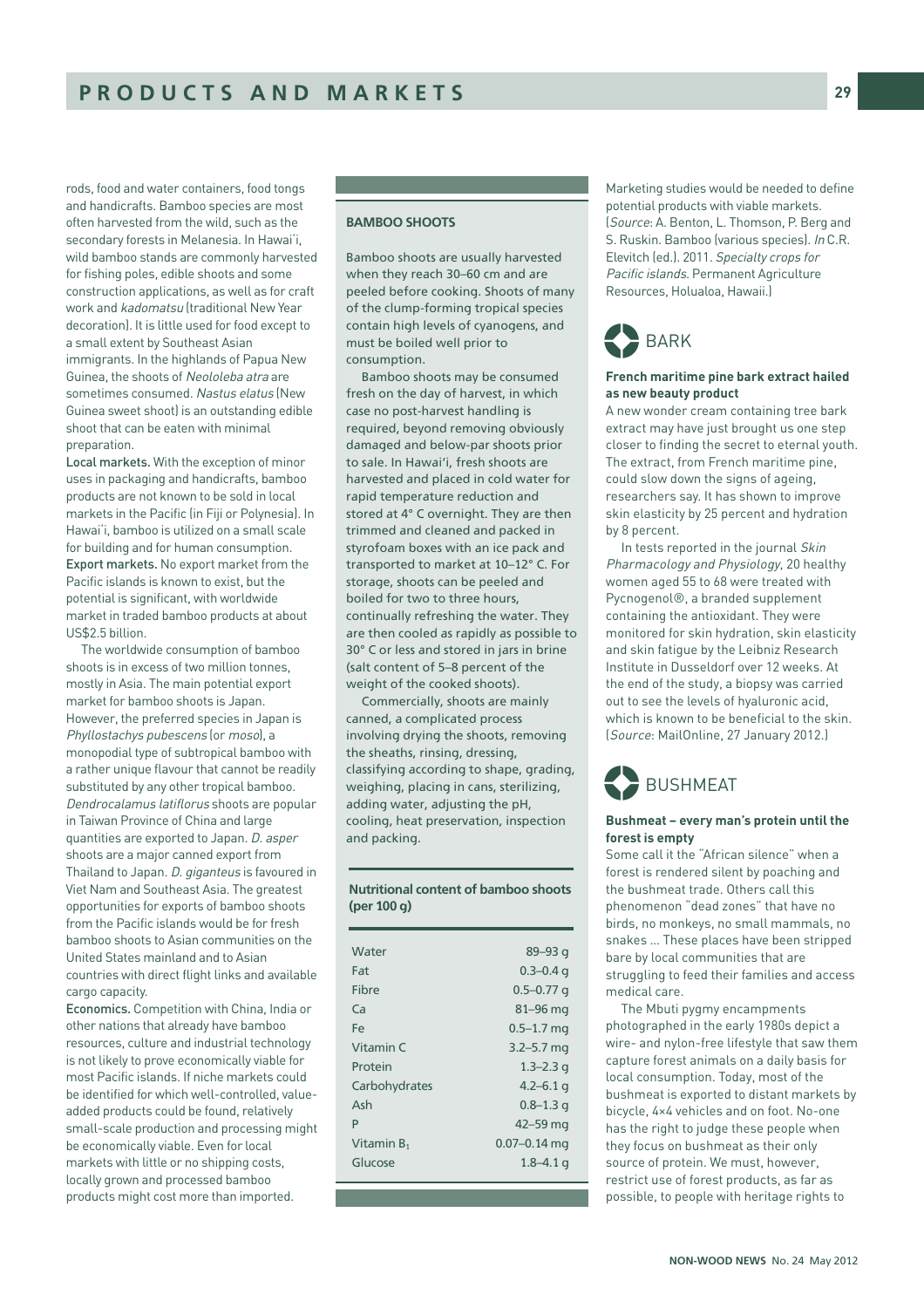rods, food and water containers, food tongs and handicrafts. Bamboo species are most often harvested from the wild, such as the secondary forests in Melanesia. In Hawai'i, wild bamboo stands are commonly harvested for fishing poles, edible shoots and some construction applications, as well as for craft work and *kadomatsu* (traditional New Year decoration). It is little used for food except to a small extent by Southeast Asian immigrants. In the highlands of Papua New Guinea, the shoots of *Neololeba atra* are sometimes consumed. *Nastus elatus* (New Guinea sweet shoot) is an outstanding edible shoot that can be eaten with minimal preparation.

**Local markets.** With the exception of minor uses in packaging and handicrafts, bamboo products are not known to be sold in local markets in the Pacific (in Fiji or Polynesia). In Hawai'i, bamboo is utilized on a small scale for building and for human consumption.

**Export markets.** No export market from the Pacific islands is known to exist, but the potential is significant, with worldwide market in traded bamboo products at about US$2.5 billion.

The worldwide consumption of bamboo shoots is in excess of two million tonnes, mostly in Asia. The main potential export market for bamboo shoots is Japan. However, the preferred species in Japan is *Phyllostachys pubescens* (or *moso*), a monopodial type of subtropical bamboo with a rather unique flavour that cannot be readily substituted by any other tropical bamboo. *Dendrocalamus latiflorus* shoots are popular in Taiwan Province of China and large quantities are exported to Japan. *D. asper* shoots are a major canned export from Thailand to Japan. *D. giganteus* is favoured in Viet Nam and Southeast Asia. The greatest opportunities for exports of bamboo shoots from the Pacific islands would be for fresh bamboo shoots to Asian communities on the United States mainland and to Asian countries with direct flight links and available cargo capacity.

**Economics.** Competition with China, India or other nations that already have bamboo resources, culture and industrial technology is not likely to prove economically viable for most Pacific islands. If niche markets could be identified for which well-controlled, value-added products could be found, relatively small-scale production and processing might be economically viable. Even for local markets with little or no shipping costs, locally grown and processed bamboo products might cost more than imported.

### BAMBOO SHOOTS

Bamboo shoots are usually harvested when they reach 30–60 cm and are peeled before cooking. Shoots of many of the clump-forming tropical species contain high levels of cyanogens, and must be boiled well prior to consumption.

Bamboo shoots may be consumed fresh on the day of harvest, in which case no post-harvest handling is required, beyond removing obviously damaged and below-par shoots prior to sale. In Hawai'i, fresh shoots are harvested and placed in cold water for rapid temperature reduction and stored at 4° C overnight. They are then trimmed and cleaned and packed in styrofoam boxes with an ice pack and transported to market at 10–12° C. For storage, shoots can be peeled and boiled for two to three hours, continually refreshing the water. They are then cooled as rapidly as possible to 30° C or less and stored in jars in brine (salt content of 5–8 percent of the weight of the cooked shoots).

Commercially, shoots are mainly canned, a complicated process involving drying the shoots, removing the sheaths, rinsing, dressing, classifying according to shape, grading, weighing, placing in cans, sterilizing, adding water, adjusting the pH, cooling, heat preservation, inspection and packing.

**Nutritional content of bamboo shoots (per 100 g)**

| Component | Amount |
|---|---|
| Water | 89–93 g |
| Fat | 0.3–0.4 g |
| Fibre | 0.5–0.77 g |
| Ca | 81–96 mg |
| Fe | 0.5–1.7 mg |
| Vitamin C | 3.2–5.7 mg |
| Protein | 1.3–2.3 g |
| Carbohydrates | 4.2–6.1 g |
| Ash | 0.8–1.3 g |
| P | 42–59 mg |
| Vitamin $B_1$ | 0.07–0.14 mg |
| Glucose | 1.8–4.1 g |

Marketing studies would be needed to define potential products with viable markets. (*Source*: A. Benton, L. Thomson, P. Berg and S. Ruskin. Bamboo (various species). *In* C.R. Elevitch (ed.). 2011. *Specialty crops for Pacific islands*. Permanent Agriculture Resources, Holualoa, Hawaii.)

## BARK

### French maritime pine bark extract hailed as new beauty product

A new wonder cream containing tree bark extract may have just brought us one step closer to finding the secret to eternal youth. The extract, from French maritime pine, could slow down the signs of ageing, researchers say. It has shown to improve skin elasticity by 25 percent and hydration by 8 percent.

In tests reported in the journal *Skin Pharmacology and Physiology*, 20 healthy women aged 55 to 68 were treated with Pycnogenol®, a branded supplement containing the antioxidant. They were monitored for skin hydration, skin elasticity and skin fatigue by the Leibniz Research Institute in Dusseldorf over 12 weeks. At the end of the study, a biopsy was carried out to see the levels of hyaluronic acid, which is known to be beneficial to the skin. (*Source*: MailOnline, 27 January 2012.)

## BUSHMEAT

### Bushmeat – every man's protein until the forest is empty

Some call it the "African silence" when a forest is rendered silent by poaching and the bushmeat trade. Others call this phenomenon "dead zones" that have no birds, no monkeys, no small mammals, no snakes ... These places have been stripped bare by local communities that are struggling to feed their families and access medical care.

The Mbuti pygmy encampments photographed in the early 1980s depict a wire- and nylon-free lifestyle that saw them capture forest animals on a daily basis for local consumption. Today, most of the bushmeat is exported to distant markets by bicycle, 4×4 vehicles and on foot. No-one has the right to judge these people when they focus on bushmeat as their only source of protein. We must, however, restrict use of forest products, as far as possible, to people with heritage rights to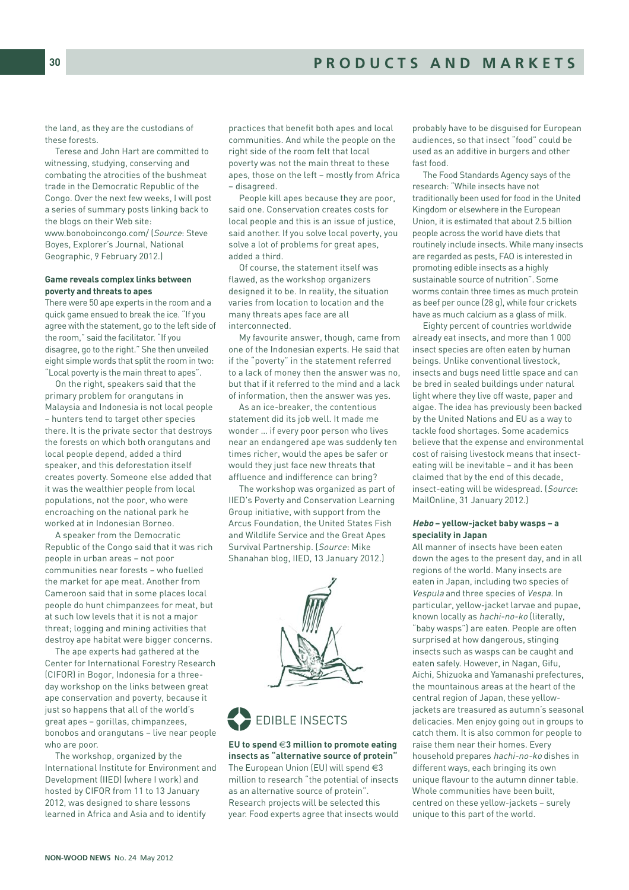the land, as they are the custodians of these forests.

Terese and John Hart are committed to witnessing, studying, conserving and combating the atrocities of the bushmeat trade in the Democratic Republic of the Congo. Over the next few weeks, I will post a series of summary posts linking back to the blogs on their Web site: www.bonoboincongo.com/ (*Source*: Steve Boyes, Explorer's Journal, National Geographic, 9 February 2012.)

**Game reveals complex links between poverty and threats to apes**

There were 50 ape experts in the room and a quick game ensued to break the ice. "If you agree with the statement, go to the left side of the room," said the facilitator. "If you disagree, go to the right." She then unveiled eight simple words that split the room in two: "Local poverty is the main threat to apes".

On the right, speakers said that the primary problem for orangutans in Malaysia and Indonesia is not local people – hunters tend to target other species there. It is the private sector that destroys the forests on which both orangutans and local people depend, added a third speaker, and this deforestation itself creates poverty. Someone else added that it was the wealthier people from local populations, not the poor, who were encroaching on the national park he worked at in Indonesian Borneo.

A speaker from the Democratic Republic of the Congo said that it was rich people in urban areas – not poor communities near forests – who fuelled the market for ape meat. Another from Cameroon said that in some places local people do hunt chimpanzees for meat, but at such low levels that it is not a major threat; logging and mining activities that destroy ape habitat were bigger concerns.

The ape experts had gathered at the Center for International Forestry Research (CIFOR) in Bogor, Indonesia for a three-day workshop on the links between great ape conservation and poverty, because it just so happens that all of the world's great apes – gorillas, chimpanzees, bonobos and orangutans – live near people who are poor.

The workshop, organized by the International Institute for Environment and Development (IIED) (where I work) and hosted by CIFOR from 11 to 13 January 2012, was designed to share lessons learned in Africa and Asia and to identify practices that benefit both apes and local communities. And while the people on the right side of the room felt that local poverty was not the main threat to these apes, those on the left – mostly from Africa – disagreed.

People kill apes because they are poor, said one. Conservation creates costs for local people and this is an issue of justice, said another. If you solve local poverty, you solve a lot of problems for great apes, added a third.

Of course, the statement itself was flawed, as the workshop organizers designed it to be. In reality, the situation varies from location to location and the many threats apes face are all interconnected.

My favourite answer, though, came from one of the Indonesian experts. He said that if the "poverty" in the statement referred to a lack of money then the answer was no, but that if it referred to the mind and a lack of information, then the answer was yes.

As an ice-breaker, the contentious statement did its job well. It made me wonder ... if every poor person who lives near an endangered ape was suddenly ten times richer, would the apes be safer or would they just face new threats that affluence and indifference can bring?

The workshop was organized as part of IIED's Poverty and Conservation Learning Group initiative, with support from the Arcus Foundation, the United States Fish and Wildlife Service and the Great Apes Survival Partnership. (*Source*: Mike Shanahan blog, IIED, 13 January 2012.)

## EDIBLE INSECTS

**EU to spend €3 million to promote eating insects as "alternative source of protein"**

The European Union (EU) will spend €3 million to research "the potential of insects as an alternative source of protein". Research projects will be selected this year. Food experts agree that insects would probably have to be disguised for European audiences, so that insect "food" could be used as an additive in burgers and other fast food.

The Food Standards Agency says of the research: "While insects have not traditionally been used for food in the United Kingdom or elsewhere in the European Union, it is estimated that about 2.5 billion people across the world have diets that routinely include insects. While many insects are regarded as pests, FAO is interested in promoting edible insects as a highly sustainable source of nutrition". Some worms contain three times as much protein as beef per ounce (28 g), while four crickets have as much calcium as a glass of milk.

Eighty percent of countries worldwide already eat insects, and more than 1 000 insect species are often eaten by human beings. Unlike conventional livestock, insects and bugs need little space and can be bred in sealed buildings under natural light where they live off waste, paper and algae. The idea has previously been backed by the United Nations and EU as a way to tackle food shortages. Some academics believe that the expense and environmental cost of raising livestock means that insect-eating will be inevitable – and it has been claimed that by the end of this decade, insect-eating will be widespread. (*Source*: MailOnline, 31 January 2012.)

***Hebo* – yellow-jacket baby wasps – a speciality in Japan**

All manner of insects have been eaten down the ages to the present day, and in all regions of the world. Many insects are eaten in Japan, including two species of *Vespula* and three species of *Vespa*. In particular, yellow-jacket larvae and pupae, known locally as *hachi-no-ko* (literally, "baby wasps") are eaten. People are often surprised at how dangerous, stinging insects such as wasps can be caught and eaten safely. However, in Nagan, Gifu, Aichi, Shizuoka and Yamanashi prefectures, the mountainous areas at the heart of the central region of Japan, these yellow-jackets are treasured as autumn's seasonal delicacies. Men enjoy going out in groups to catch them. It is also common for people to raise them near their homes. Every household prepares *hachi-no-ko* dishes in different ways, each bringing its own unique flavour to the autumn dinner table. Whole communities have been built, centred on these yellow-jackets – surely unique to this part of the world.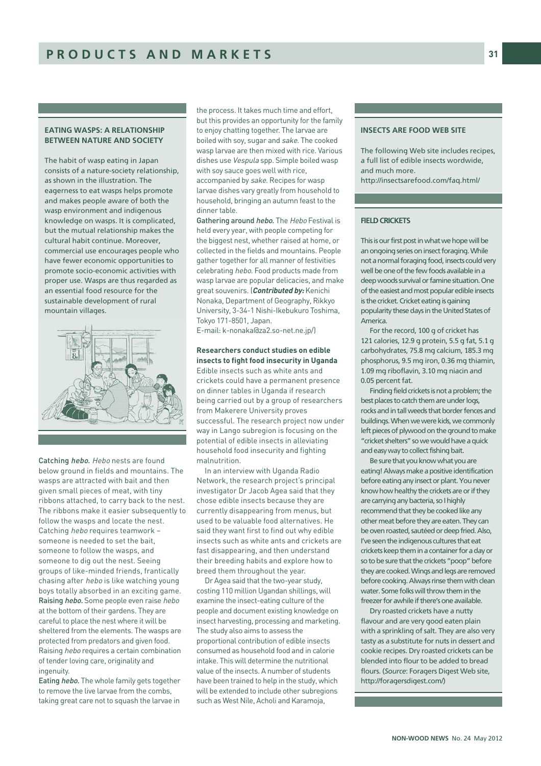## EATING WASPS: A RELATIONSHIP BETWEEN NATURE AND SOCIETY

The habit of wasp eating in Japan consists of a nature-society relationship, as shown in the illustration. The eagerness to eat wasps helps promote and makes people aware of both the wasp environment and indigenous knowledge on wasps. It is complicated, but the mutual relationship makes the cultural habit continue. Moreover, commercial use encourages people who have fewer economic opportunities to promote socio-economic activities with proper use. Wasps are thus regarded as an essential food resource for the sustainable development of rural mountain villages.

**Catching *hebo*.** *Hebo* nests are found below ground in fields and mountains. The wasps are attracted with bait and then given small pieces of meat, with tiny ribbons attached, to carry back to the nest. The ribbons make it easier subsequently to follow the wasps and locate the nest. Catching *hebo* requires teamwork – someone is needed to set the bait, someone to follow the wasps, and someone to dig out the nest. Seeing groups of like-minded friends, frantically chasing after *hebo* is like watching young boys totally absorbed in an exciting game.

**Raising *hebo*.** Some people even raise *hebo* at the bottom of their gardens. They are careful to place the nest where it will be sheltered from the elements. The wasps are protected from predators and given food. Raising *hebo* requires a certain combination of tender loving care, originality and ingenuity.

**Eating *hebo*.** The whole family gets together to remove the live larvae from the combs, taking great care not to squash the larvae in the process. It takes much time and effort, but this provides an opportunity for the family to enjoy chatting together. The larvae are boiled with soy, sugar and *sake*. The cooked wasp larvae are then mixed with rice. Various dishes use *Vespula* spp. Simple boiled wasp with soy sauce goes well with rice, accompanied by *sake*. Recipes for wasp larvae dishes vary greatly from household to household, bringing an autumn feast to the dinner table.

**Gathering around *hebo*.** The *Hebo* Festival is held every year, with people competing for the biggest nest, whether raised at home, or collected in the fields and mountains. People gather together for all manner of festivities celebrating *hebo*. Food products made from wasp larvae are popular delicacies, and make great souvenirs. (***Contributed by:*** Kenichi Nonaka, Department of Geography, Rikkyo University, 3-34-1 Nishi-Ikebukuro Toshima, Tokyo 171-8501, Japan.
E-mail: k-nonaka@za2.so-net.ne.jp/)

### Researchers conduct studies on edible insects to fight food insecurity in Uganda

Edible insects such as white ants and crickets could have a permanent presence on dinner tables in Uganda if research being carried out by a group of researchers from Makerere University proves successful. The research project now under way in Lango subregion is focusing on the potential of edible insects in alleviating household food insecurity and fighting malnutrition.

In an interview with Uganda Radio Network, the research project's principal investigator Dr Jacob Agea said that they chose edible insects because they are currently disappearing from menus, but used to be valuable food alternatives. He said they want first to find out why edible insects such as white ants and crickets are fast disappearing, and then understand their breeding habits and explore how to breed them throughout the year.

Dr Agea said that the two-year study, costing 110 million Ugandan shillings, will examine the insect-eating culture of the people and document existing knowledge on insect harvesting, processing and marketing. The study also aims to assess the proportional contribution of edible insects consumed as household food and in calorie intake. This will determine the nutritional value of the insects. A number of students have been trained to help in the study, which will be extended to include other subregions such as West Nile, Acholi and Karamoja,

## INSECTS ARE FOOD WEB SITE

The following Web site includes recipes, a full list of edible insects wordwide, and much more.
http://insectsarefood.com/faq.html/

## FIELD CRICKETS

This is our first post in what we hope will be an ongoing series on insect foraging. While not a normal foraging food, insects could very well be one of the few foods available in a deep woods survival or famine situation. One of the easiest and most popular edible insects is the cricket. Cricket eating is gaining popularity these days in the United States of America.

For the record, 100 g of cricket has 121 calories, 12.9 g protein, 5.5 g fat, 5.1 g carbohydrates, 75.8 mg calcium, 185.3 mg phosphorus, 9.5 mg iron, 0.36 mg thiamin, 1.09 mg riboflavin, 3.10 mg niacin and 0.05 percent fat.

Finding field crickets is not a problem; the best places to catch them are under logs, rocks and in tall weeds that border fences and buildings. When we were kids, we commonly left pieces of plywood on the ground to make "cricket shelters" so we would have a quick and easy way to collect fishing bait.

Be sure that you know what you are eating! Always make a positive identification before eating any insect or plant. You never know how healthy the crickets are or if they are carrying any bacteria, so I highly recommend that they be cooked like any other meat before they are eaten. They can be oven roasted, sautéed or deep fried. Also, I've seen the indigenous cultures that eat crickets keep them in a container for a day or so to be sure that the crickets "poop" before they are cooked. Wings and legs are removed before cooking. Always rinse them with clean water. Some folks will throw them in the freezer for awhile if there's one available.

Dry roasted crickets have a nutty flavour and are very good eaten plain with a sprinkling of salt. They are also very tasty as a substitute for nuts in dessert and cookie recipes. Dry roasted crickets can be blended into flour to be added to bread flours. (*Source*: Foragers Digest Web site, http://foragersdigest.com/)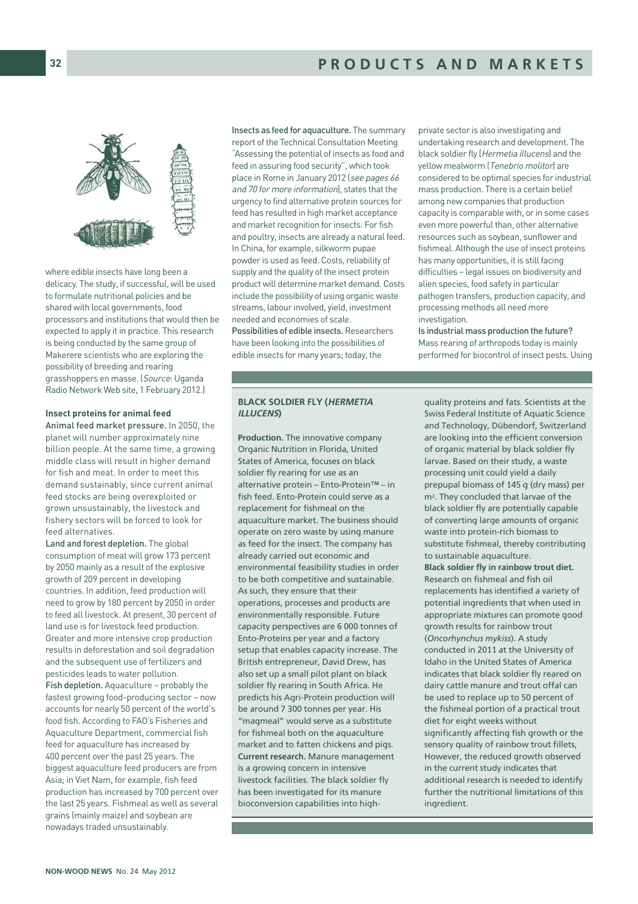where edible insects have long been a delicacy. The study, if successful, will be used to formulate nutritional policies and be shared with local governments, food processors and institutions that would then be expected to apply it in practice. This research is being conducted by the same group of Makerere scientists who are exploring the possibility of breeding and rearing grasshoppers en masse. (*Source*: Uganda Radio Network Web site, 1 February 2012.)

### Insect proteins for animal feed

**Animal feed market pressure.** In 2050, the planet will number approximately nine billion people. At the same time, a growing middle class will result in higher demand for fish and meat. In order to meet this demand sustainably, since current animal feed stocks are being overexploited or grown unsustainably, the livestock and fishery sectors will be forced to look for feed alternatives.

**Land and forest depletion.** The global consumption of meat will grow 173 percent by 2050 mainly as a result of the explosive growth of 209 percent in developing countries. In addition, feed production will need to grow by 180 percent by 2050 in order to feed all livestock. At present, 30 percent of land use is for livestock feed production. Greater and more intensive crop production results in deforestation and soil degradation and the subsequent use of fertilizers and pesticides leads to water pollution.

**Fish depletion.** Aquaculture – probably the fastest growing food-producing sector – now accounts for nearly 50 percent of the world's food fish. According to FAO's Fisheries and Aquaculture Department, commercial fish feed for aquaculture has increased by 400 percent over the past 25 years. The biggest aquaculture feed producers are from Asia; in Viet Nam, for example, fish feed production has increased by 700 percent over the last 25 years. Fishmeal as well as several grains (mainly maize) and soybean are nowadays traded unsustainably.

**Insects as feed for aquaculture.** The summary report of the Technical Consultation Meeting "Assessing the potential of insects as food and feed in assuring food security", which took place in Rome in January 2012 (*see pages 66 and 70 for more information*), states that the urgency to find alternative protein sources for feed has resulted in high market acceptance and market recognition for insects. For fish and poultry, insects are already a natural feed. In China, for example, silkworm pupae powder is used as feed. Costs, reliability of supply and the quality of the insect protein product will determine market demand. Costs include the possibility of using organic waste streams, labour involved, yield, investment needed and economies of scale.

**Possibilities of edible insects.** Researchers have been looking into the possibilities of edible insects for many years; today, the private sector is also investigating and undertaking research and development. The black soldier fly (*Hermetia illucens*) and the yellow mealworm (*Tenebrio molitor*) are considered to be optimal species for industrial mass production. There is a certain belief among new companies that production capacity is comparable with, or in some cases even more powerful than, other alternative resources such as soybean, sunflower and fishmeal. Although the use of insect proteins has many opportunities, it is still facing difficulties – legal issues on biodiversity and alien species, food safety in particular pathogen transfers, production capacity, and processing methods all need more investigation.

**Is industrial mass production the future?** Mass rearing of arthropods today is mainly performed for biocontrol of insect pests. Using

### BLACK SOLDIER FLY (*HERMETIA ILLUCENS*)

**Production.** The innovative company Organic Nutrition in Florida, United States of America, focuses on black soldier fly rearing for use as an alternative protein – Ento-Protein™ – in fish feed. Ento-Protein could serve as a replacement for fishmeal on the aquaculture market. The business should operate on zero waste by using manure as feed for the insect. The company has already carried out economic and environmental feasibility studies in order to be both competitive and sustainable. As such, they ensure that their operations, processes and products are environmentally responsible. Future capacity perspectives are 6 000 tonnes of Ento-Proteins per year and a factory setup that enables capacity increase. The British entrepreneur, David Drew, has also set up a small pilot plant on black soldier fly rearing in South Africa. He predicts his Agri-Protein production will be around 7 300 tonnes per year. His "magmeal" would serve as a substitute for fishmeal both on the aquaculture market and to fatten chickens and pigs.

**Current research.** Manure management is a growing concern in intensive livestock facilities. The black soldier fly has been investigated for its manure bioconversion capabilities into high-quality proteins and fats. Scientists at the Swiss Federal Institute of Aquatic Science and Technology, Dübendorf, Switzerland are looking into the efficient conversion of organic material by black soldier fly larvae. Based on their study, a waste processing unit could yield a daily prepupal biomass of 145 g (dry mass) per $m^2$. They concluded that larvae of the black soldier fly are potentially capable of converting large amounts of organic waste into protein-rich biomass to substitute fishmeal, thereby contributing to sustainable aquaculture.

**Black soldier fly in rainbow trout diet.** Research on fishmeal and fish oil replacements has identified a variety of potential ingredients that when used in appropriate mixtures can promote good growth results for rainbow trout (*Oncorhynchus mykiss*). A study conducted in 2011 at the University of Idaho in the United States of America indicates that black soldier fly reared on dairy cattle manure and trout offal can be used to replace up to 50 percent of the fishmeal portion of a practical trout diet for eight weeks without significantly affecting fish growth or the sensory quality of rainbow trout fillets, However, the reduced growth observed in the current study indicates that additional research is needed to identify further the nutritional limitations of this ingredient.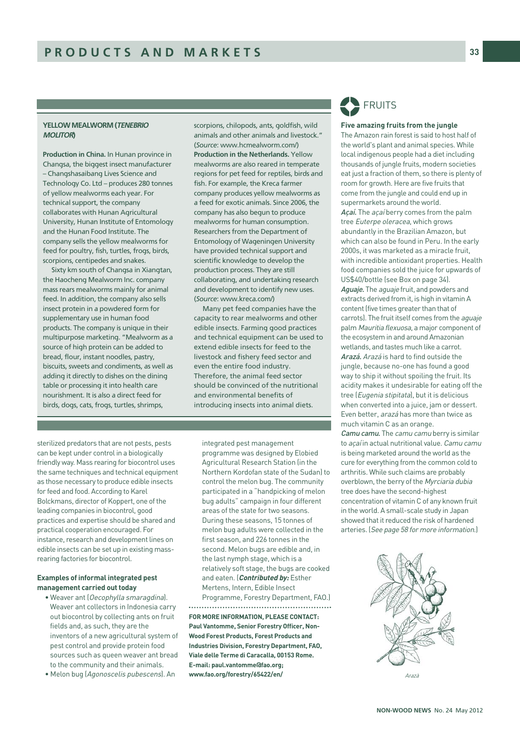### YELLOW MEALWORM (*TENEBRIO MOLITOR*)

**Production in China.** In Hunan province in Changsa, the biggest insect manufacturer – Changshasaibang Lives Science and Technology Co. Ltd – produces 280 tonnes of yellow mealworms each year. For technical support, the company collaborates with Hunan Agricultural University, Hunan Institute of Entomology and the Hunan Food Institute. The company sells the yellow mealworms for feed for poultry, fish, turtles, frogs, birds, scorpions, centipedes and snakes.

Sixty km south of Changsa in Xiangtan, the Haocheng Mealworm Inc. company mass rears mealworms mainly for animal feed. In addition, the company also sells insect protein in a powdered form for supplementary use in human food products. The company is unique in their multipurpose marketing. "Mealworm as a source of high protein can be added to bread, flour, instant noodles, pastry, biscuits, sweets and condiments, as well as adding it directly to dishes on the dining table or processing it into health care nourishment. It is also a direct feed for birds, dogs, cats, frogs, turtles, shrimps, scorpions, chilopods, ants, goldfish, wild animals and other animals and livestock." (*Source*: www.hcmealworm.com/)

**Production in the Netherlands.** Yellow mealworms are also reared in temperate regions for pet feed for reptiles, birds and fish. For example, the Kreca farmer company produces yellow mealworms as a feed for exotic animals. Since 2006, the company has also begun to produce mealworms for human consumption. Researchers from the Department of Entomology of Wageningen University have provided technical support and scientific knowledge to develop the production process. They are still collaborating, and undertaking research and development to identify new uses. (*Source*: www.kreca.com/)

Many pet feed companies have the capacity to rear mealworms and other edible insects. Farming good practices and technical equipment can be used to extend edible insects for feed to the livestock and fishery feed sector and even the entire food industry. Therefore, the animal feed sector should be convinced of the nutritional and environmental benefits of introducing insects into animal diets.

sterilized predators that are not pests, pests can be kept under control in a biologically friendly way. Mass rearing for biocontrol uses the same techniques and technical equipment as those necessary to produce edible insects for feed and food. According to Karel Bolckmans, director of Koppert, one of the leading companies in biocontrol, good practices and expertise should be shared and practical cooperation encouraged. For instance, research and development lines on edible insects can be set up in existing mass-rearing factories for biocontrol.

#### Examples of informal integrated pest management carried out today

- Weaver ant (*Oecophylla smaragdina*). Weaver ant collectors in Indonesia carry out biocontrol by collecting ants on fruit fields and, as such, they are the inventors of a new agricultural system of pest control and provide protein food sources such as queen weaver ant bread to the community and their animals.
- Melon bug (*Agonoscelis pubescens*). An integrated pest management programme was designed by Elobied Agricultural Research Station (in the Northern Kordofan state of the Sudan) to control the melon bug. The community participated in a "handpicking of melon bug adults" campaign in four different areas of the state for two seasons. During these seasons, 15 tonnes of melon bug adults were collected in the first season, and 226 tonnes in the second. Melon bugs are edible and, in the last nymph stage, which is a relatively soft stage, the bugs are cooked and eaten. (***Contributed by:*** Esther Mertens, Intern, Edible Insect Programme, Forestry Department, FAO.)

**FOR MORE INFORMATION, PLEASE CONTACT: Paul Vantomme, Senior Forestry Officer, Non-Wood Forest Products, Forest Products and Industries Division, Forestry Department, FAO, Viale delle Terme di Caracalla, 00153 Rome. E-mail: paul.vantomme@fao.org; www.fao.org/forestry/65422/en/**

## FRUITS

### Five amazing fruits from the jungle

The Amazon rain forest is said to host half of the world's plant and animal species. While local indigenous people had a diet including thousands of jungle fruits, modern societies eat just a fraction of them, so there is plenty of room for growth. Here are five fruits that come from the jungle and could end up in supermarkets around the world.

***Açaí.*** The *açaí* berry comes from the palm tree *Euterpe oleracea*, which grows abundantly in the Brazilian Amazon, but which can also be found in Peru. In the early 2000s, it was marketed as a miracle fruit, with incredible antioxidant properties. Health food companies sold the juice for upwards of US$40/bottle (see Box on page 34).

***Aguaje.*** The *aguaje* fruit, and powders and extracts derived from it, is high in vitamin A content (five times greater than that of carrots). The fruit itself comes from the *aguaje* palm *Mauritia flexuosa*, a major component of the ecosystem in and around Amazonian wetlands, and tastes much like a carrot.

***Arazá.*** *Arazá* is hard to find outside the jungle, because no-one has found a good way to ship it without spoiling the fruit. Its acidity makes it undesirable for eating off the tree (*Eugenia stipitata*), but it is delicious when converted into a juice, jam or dessert. Even better, *arazá* has more than twice as much vitamin C as an orange.

***Camu camu.*** The *camu camu* berry is similar to *açaí* in actual nutritional value. *Camu camu* is being marketed around the world as the cure for everything from the common cold to arthritis. While such claims are probably overblown, the berry of the *Myrciaria dubia* tree does have the second-highest concentration of vitamin C of any known fruit in the world. A small-scale study in Japan showed that it reduced the risk of hardened arteries. (*See page 58 for more information.*)

*Arazá*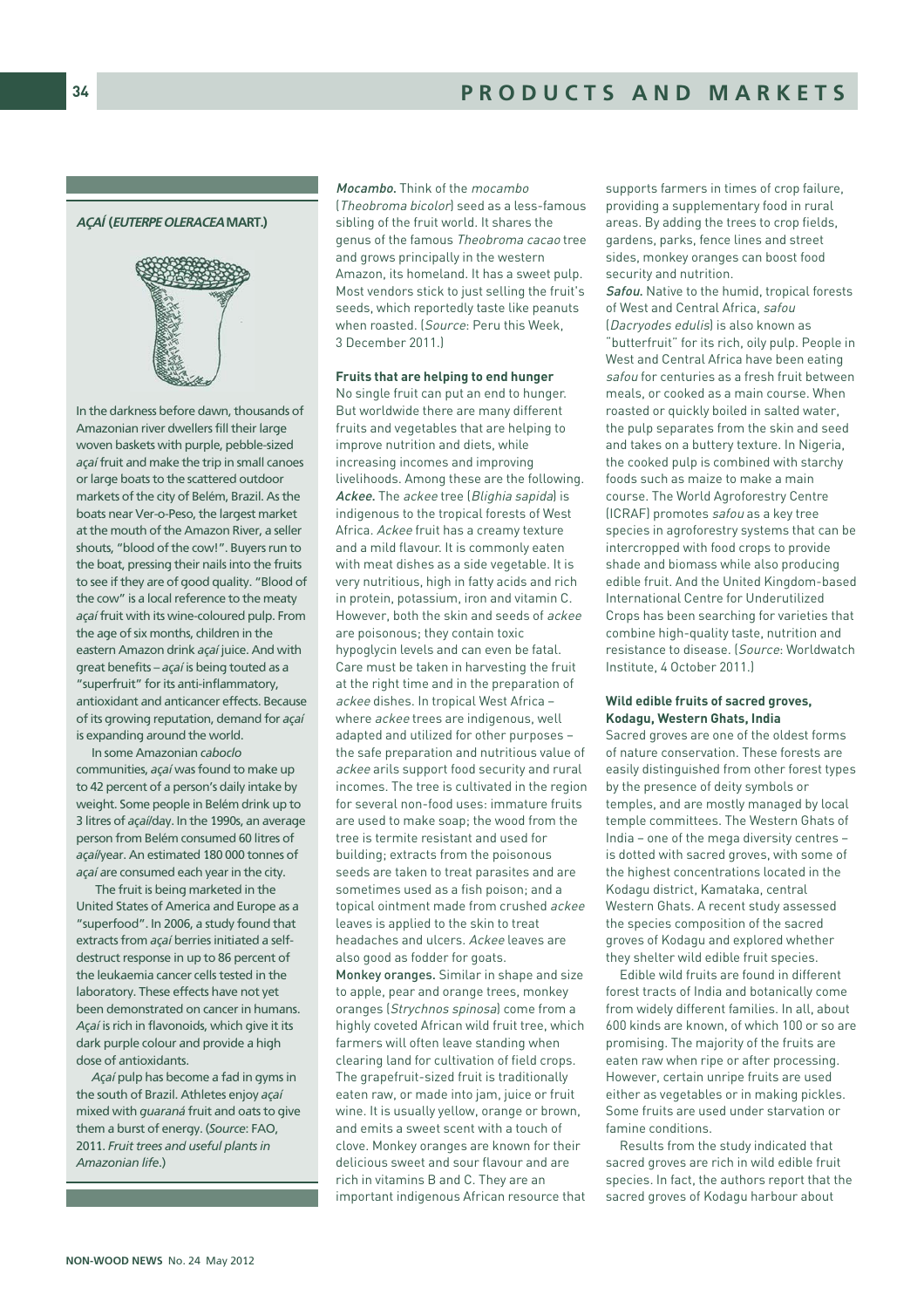### *AÇAÍ* (*EUTERPE OLERACEA* MART.)

In the darkness before dawn, thousands of Amazonian river dwellers fill their large woven baskets with purple, pebble-sized *açaí* fruit and make the trip in small canoes or large boats to the scattered outdoor markets of the city of Belém, Brazil. As the boats near Ver-o-Peso, the largest market at the mouth of the Amazon River, a seller shouts, "blood of the cow!". Buyers run to the boat, pressing their nails into the fruits to see if they are of good quality. "Blood of the cow" is a local reference to the meaty *açaí* fruit with its wine-coloured pulp. From the age of six months, children in the eastern Amazon drink *açaí* juice. And with great benefits – *açaí* is being touted as a "superfruit" for its anti-inflammatory, antioxidant and anticancer effects. Because of its growing reputation, demand for *açaí* is expanding around the world.

In some Amazonian *caboclo* communities, *açaí* was found to make up to 42 percent of a person's daily intake by weight. Some people in Belém drink up to 3 litres of *açaí*/day. In the 1990s, an average person from Belém consumed 60 litres of *açaí*/year. An estimated 180 000 tonnes of *açaí* are consumed each year in the city.

The fruit is being marketed in the United States of America and Europe as a "superfood". In 2006, a study found that extracts from *açaí* berries initiated a self-destruct response in up to 86 percent of the leukaemia cancer cells tested in the laboratory. These effects have not yet been demonstrated on cancer in humans. *Açaí* is rich in flavonoids, which give it its dark purple colour and provide a high dose of antioxidants.

*Açaí* pulp has become a fad in gyms in the south of Brazil. Athletes enjoy *açaí* mixed with *guaraná* fruit and oats to give them a burst of energy. (*Source*: FAO, 2011. *Fruit trees and useful plants in Amazonian life*.)

***Mocambo.*** Think of the *mocambo* (*Theobroma bicolor*) seed as a less-famous sibling of the fruit world. It shares the genus of the famous *Theobroma cacao* tree and grows principally in the western Amazon, its homeland. It has a sweet pulp. Most vendors stick to just selling the fruit's seeds, which reportedly taste like peanuts when roasted. (*Source*: Peru this Week, 3 December 2011.)

**Fruits that are helping to end hunger**

No single fruit can put an end to hunger. But worldwide there are many different fruits and vegetables that are helping to improve nutrition and diets, while increasing incomes and improving livelihoods. Among these are the following.

***Ackee.*** The *ackee* tree (*Blighia sapida*) is indigenous to the tropical forests of West Africa. *Ackee* fruit has a creamy texture and a mild flavour. It is commonly eaten with meat dishes as a side vegetable. It is very nutritious, high in fatty acids and rich in protein, potassium, iron and vitamin C. However, both the skin and seeds of *ackee* are poisonous; they contain toxic hypoglycin levels and can even be fatal. Care must be taken in harvesting the fruit at the right time and in the preparation of *ackee* dishes. In tropical West Africa – where *ackee* trees are indigenous, well adapted and utilized for other purposes – the safe preparation and nutritious value of *ackee* arils support food security and rural incomes. The tree is cultivated in the region for several non-food uses: immature fruits are used to make soap; the wood from the tree is termite resistant and used for building; extracts from the poisonous seeds are taken to treat parasites and are sometimes used as a fish poison; and a topical ointment made from crushed *ackee* leaves is applied to the skin to treat headaches and ulcers. *Ackee* leaves are also good as fodder for goats.

**Monkey oranges.** Similar in shape and size to apple, pear and orange trees, monkey oranges (*Strychnos spinosa*) come from a highly coveted African wild fruit tree, which farmers will often leave standing when clearing land for cultivation of field crops. The grapefruit-sized fruit is traditionally eaten raw, or made into jam, juice or fruit wine. It is usually yellow, orange or brown, and emits a sweet scent with a touch of clove. Monkey oranges are known for their delicious sweet and sour flavour and are rich in vitamins B and C. They are an important indigenous African resource that supports farmers in times of crop failure, providing a supplementary food in rural areas. By adding the trees to crop fields, gardens, parks, fence lines and street sides, monkey oranges can boost food security and nutrition.

***Safou.*** Native to the humid, tropical forests of West and Central Africa, *safou* (*Dacryodes edulis*) is also known as "butterfruit" for its rich, oily pulp. People in West and Central Africa have been eating *safou* for centuries as a fresh fruit between meals, or cooked as a main course. When roasted or quickly boiled in salted water, the pulp separates from the skin and seed and takes on a buttery texture. In Nigeria, the cooked pulp is combined with starchy foods such as maize to make a main course. The World Agroforestry Centre (ICRAF) promotes *safou* as a key tree species in agroforestry systems that can be intercropped with food crops to provide shade and biomass while also producing edible fruit. And the United Kingdom-based International Centre for Underutilized Crops has been searching for varieties that combine high-quality taste, nutrition and resistance to disease. (*Source*: Worldwatch Institute, 4 October 2011.)

**Wild edible fruits of sacred groves, Kodagu, Western Ghats, India**

Sacred groves are one of the oldest forms of nature conservation. These forests are easily distinguished from other forest types by the presence of deity symbols or temples, and are mostly managed by local temple committees. The Western Ghats of India – one of the mega diversity centres – is dotted with sacred groves, with some of the highest concentrations located in the Kodagu district, Karnataka, central Western Ghats. A recent study assessed the species composition of the sacred groves of Kodagu and explored whether they shelter wild edible fruit species.

Edible wild fruits are found in different forest tracts of India and botanically come from widely different families. In all, about 600 kinds are known, of which 100 or so are promising. The majority of the fruits are eaten raw when ripe or after processing. However, certain unripe fruits are used either as vegetables or in making pickles. Some fruits are used under starvation or famine conditions.

Results from the study indicated that sacred groves are rich in wild edible fruit species. In fact, the authors report that the sacred groves of Kodagu harbour about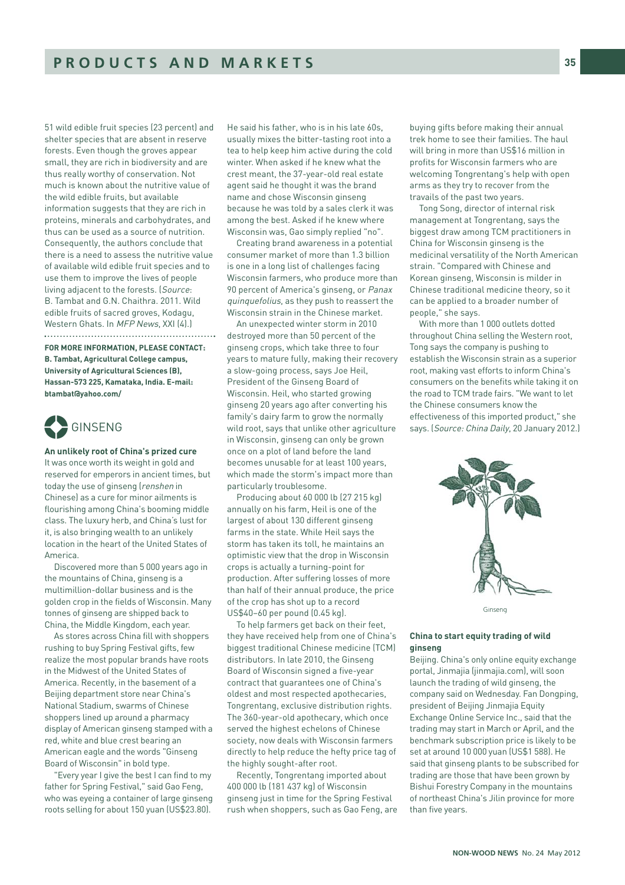51 wild edible fruit species (23 percent) and shelter species that are absent in reserve forests. Even though the groves appear small, they are rich in biodiversity and are thus really worthy of conservation. Not much is known about the nutritive value of the wild edible fruits, but available information suggests that they are rich in proteins, minerals and carbohydrates, and thus can be used as a source of nutrition. Consequently, the authors conclude that there is a need to assess the nutritive value of available wild edible fruit species and to use them to improve the lives of people living adjacent to the forests. (*Source*: B. Tambat and G.N. Chaithra. 2011. Wild edible fruits of sacred groves, Kodagu, Western Ghats. In *MFP News*, XXI (4).)

**FOR MORE INFORMATION, PLEASE CONTACT: B. Tambat, Agricultural College campus, University of Agricultural Sciences (B), Hassan-573 225, Kamataka, India. E-mail: btambat@yahoo.com/**

## GINSENG

### An unlikely root of China's prized cure

It was once worth its weight in gold and reserved for emperors in ancient times, but today the use of ginseng (*renshen* in Chinese) as a cure for minor ailments is flourishing among China's booming middle class. The luxury herb, and China's lust for it, is also bringing wealth to an unlikely location in the heart of the United States of America.

Discovered more than 5 000 years ago in the mountains of China, ginseng is a multimillion-dollar business and is the golden crop in the fields of Wisconsin. Many tonnes of ginseng are shipped back to China, the Middle Kingdom, each year.

As stores across China fill with shoppers rushing to buy Spring Festival gifts, few realize the most popular brands have roots in the Midwest of the United States of America. Recently, in the basement of a Beijing department store near China's National Stadium, swarms of Chinese shoppers lined up around a pharmacy display of American ginseng stamped with a red, white and blue crest bearing an American eagle and the words "Ginseng Board of Wisconsin" in bold type.

"Every year I give the best I can find to my father for Spring Festival," said Gao Feng, who was eyeing a container of large ginseng roots selling for about 150 yuan (US$23.80). He said his father, who is in his late 60s, usually mixes the bitter-tasting root into a tea to help keep him active during the cold winter. When asked if he knew what the crest meant, the 37-year-old real estate agent said he thought it was the brand name and chose Wisconsin ginseng because he was told by a sales clerk it was among the best. Asked if he knew where Wisconsin was, Gao simply replied "no".

Creating brand awareness in a potential consumer market of more than 1.3 billion is one in a long list of challenges facing Wisconsin farmers, who produce more than 90 percent of America's ginseng, or *Panax quinquefolius*, as they push to reassert the Wisconsin strain in the Chinese market.

An unexpected winter storm in 2010 destroyed more than 50 percent of the ginseng crops, which take three to four years to mature fully, making their recovery a slow-going process, says Joe Heil, President of the Ginseng Board of Wisconsin. Heil, who started growing ginseng 20 years ago after converting his family's dairy farm to grow the normally wild root, says that unlike other agriculture in Wisconsin, ginseng can only be grown once on a plot of land before the land becomes unusable for at least 100 years, which made the storm's impact more than particularly troublesome.

Producing about 60 000 lb (27 215 kg) annually on his farm, Heil is one of the largest of about 130 different ginseng farms in the state. While Heil says the storm has taken its toll, he maintains an optimistic view that the drop in Wisconsin crops is actually a turning-point for production. After suffering losses of more than half of their annual produce, the price of the crop has shot up to a record US$40–60 per pound (0.45 kg).

To help farmers get back on their feet, they have received help from one of China's biggest traditional Chinese medicine (TCM) distributors. In late 2010, the Ginseng Board of Wisconsin signed a five-year contract that guarantees one of China's oldest and most respected apothecaries, Tongrentang, exclusive distribution rights. The 360-year-old apothecary, which once served the highest echelons of Chinese society, now deals with Wisconsin farmers directly to help reduce the hefty price tag of the highly sought-after root.

Recently, Tongrentang imported about 400 000 lb (181 437 kg) of Wisconsin ginseng just in time for the Spring Festival rush when shoppers, such as Gao Feng, are buying gifts before making their annual trek home to see their families. The haul will bring in more than US$16 million in profits for Wisconsin farmers who are welcoming Tongrentang's help with open arms as they try to recover from the travails of the past two years.

Tong Song, director of internal risk management at Tongrentang, says the biggest draw among TCM practitioners in China for Wisconsin ginseng is the medicinal versatility of the North American strain. "Compared with Chinese and Korean ginseng, Wisconsin is milder in Chinese traditional medicine theory, so it can be applied to a broader number of people," she says.

With more than 1 000 outlets dotted throughout China selling the Western root, Tong says the company is pushing to establish the Wisconsin strain as a superior root, making vast efforts to inform China's consumers on the benefits while taking it on the road to TCM trade fairs. "We want to let the Chinese consumers know the effectiveness of this imported product," she says. (*Source: China Daily*, 20 January 2012.)

Ginseng

### China to start equity trading of wild ginseng

Beijing. China's only online equity exchange portal, Jinmajia (jinmajia.com), will soon launch the trading of wild ginseng, the company said on Wednesday. Fan Dongping, president of Beijing Jinmajia Equity Exchange Online Service Inc., said that the trading may start in March or April, and the benchmark subscription price is likely to be set at around 10 000 yuan (US$1 588). He said that ginseng plants to be subscribed for trading are those that have been grown by Bishui Forestry Company in the mountains of northeast China's Jilin province for more than five years.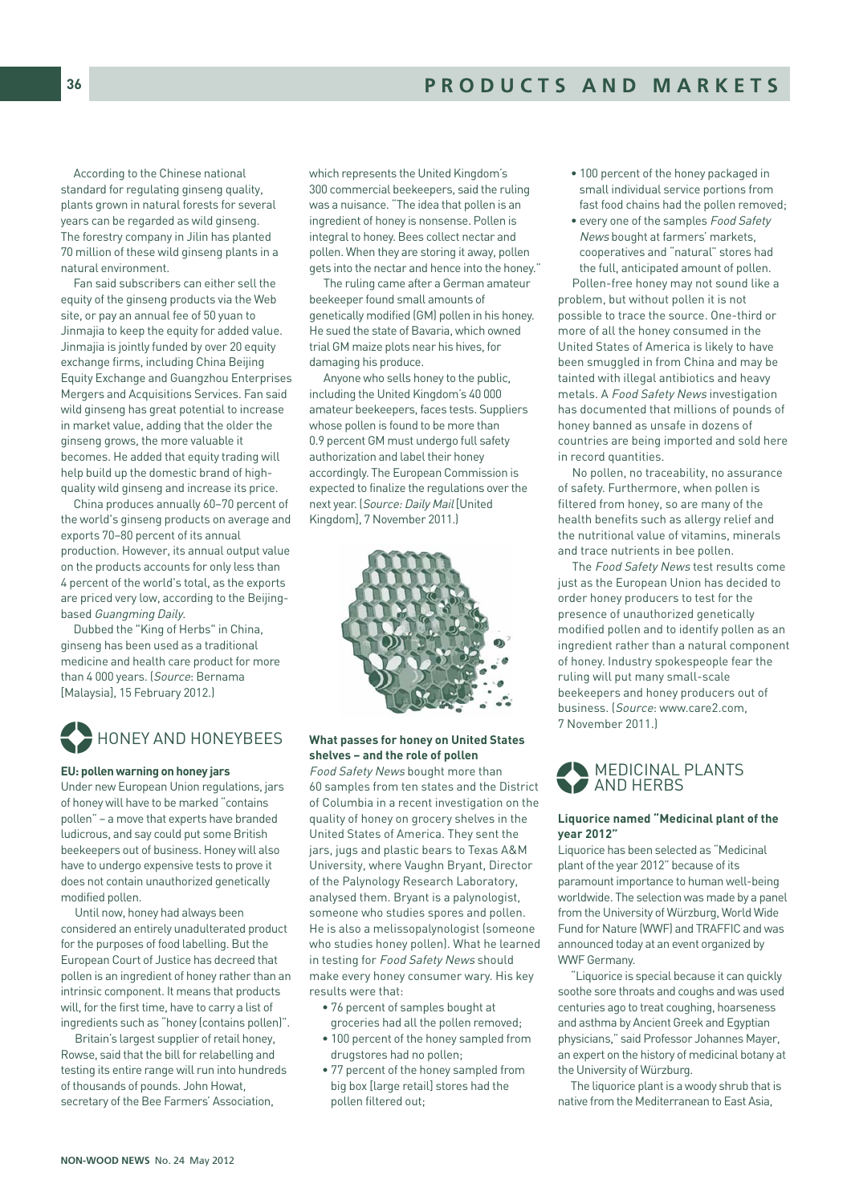According to the Chinese national standard for regulating ginseng quality, plants grown in natural forests for several years can be regarded as wild ginseng. The forestry company in Jilin has planted 70 million of these wild ginseng plants in a natural environment.

Fan said subscribers can either sell the equity of the ginseng products via the Web site, or pay an annual fee of 50 yuan to Jinmajia to keep the equity for added value. Jinmajia is jointly funded by over 20 equity exchange firms, including China Beijing Equity Exchange and Guangzhou Enterprises Mergers and Acquisitions Services. Fan said wild ginseng has great potential to increase in market value, adding that the older the ginseng grows, the more valuable it becomes. He added that equity trading will help build up the domestic brand of high-quality wild ginseng and increase its price.

China produces annually 60–70 percent of the world's ginseng products on average and exports 70–80 percent of its annual production. However, its annual output value on the products accounts for only less than 4 percent of the world's total, as the exports are priced very low, according to the Beijing-based *Guangming Daily*.

Dubbed the "King of Herbs" in China, ginseng has been used as a traditional medicine and health care product for more than 4 000 years. (*Source*: Bernama [Malaysia], 15 February 2012.)

## HONEY AND HONEYBEES

### EU: pollen warning on honey jars

Under new European Union regulations, jars of honey will have to be marked "contains pollen" – a move that experts have branded ludicrous, and say could put some British beekeepers out of business. Honey will also have to undergo expensive tests to prove it does not contain unauthorized genetically modified pollen.

Until now, honey had always been considered an entirely unadulterated product for the purposes of food labelling. But the European Court of Justice has decreed that pollen is an ingredient of honey rather than an intrinsic component. It means that products will, for the first time, have to carry a list of ingredients such as "honey (contains pollen)".

Britain's largest supplier of retail honey, Rowse, said that the bill for relabelling and testing its entire range will run into hundreds of thousands of pounds. John Howat, secretary of the Bee Farmers' Association, which represents the United Kingdom's 300 commercial beekeepers, said the ruling was a nuisance. "The idea that pollen is an ingredient of honey is nonsense. Pollen is integral to honey. Bees collect nectar and pollen. When they are storing it away, pollen gets into the nectar and hence into the honey."

The ruling came after a German amateur beekeeper found small amounts of genetically modified (GM) pollen in his honey. He sued the state of Bavaria, which owned trial GM maize plots near his hives, for damaging his produce.

Anyone who sells honey to the public, including the United Kingdom's 40 000 amateur beekeepers, faces tests. Suppliers whose pollen is found to be more than 0.9 percent GM must undergo full safety authorization and label their honey accordingly. The European Commission is expected to finalize the regulations over the next year. (*Source: Daily Mail* [United Kingdom], 7 November 2011.)

### What passes for honey on United States shelves – and the role of pollen

*Food Safety News* bought more than 60 samples from ten states and the District of Columbia in a recent investigation on the quality of honey on grocery shelves in the United States of America. They sent the jars, jugs and plastic bears to Texas A&M University, where Vaughn Bryant, Director of the Palynology Research Laboratory, analysed them. Bryant is a palynologist, someone who studies spores and pollen. He is also a melissopalynologist (someone who studies honey pollen). What he learned in testing for *Food Safety News* should make every honey consumer wary. His key results were that:

- 76 percent of samples bought at groceries had all the pollen removed;
- 100 percent of the honey sampled from drugstores had no pollen;
- 77 percent of the honey sampled from big box [large retail] stores had the pollen filtered out;
- 100 percent of the honey packaged in small individual service portions from fast food chains had the pollen removed;
- every one of the samples *Food Safety News* bought at farmers' markets, cooperatives and "natural" stores had the full, anticipated amount of pollen.

Pollen-free honey may not sound like a problem, but without pollen it is not possible to trace the source. One-third or more of all the honey consumed in the United States of America is likely to have been smuggled in from China and may be tainted with illegal antibiotics and heavy metals. A *Food Safety News* investigation has documented that millions of pounds of honey banned as unsafe in dozens of countries are being imported and sold here in record quantities.

No pollen, no traceability, no assurance of safety. Furthermore, when pollen is filtered from honey, so are many of the health benefits such as allergy relief and the nutritional value of vitamins, minerals and trace nutrients in bee pollen.

The *Food Safety News* test results come just as the European Union has decided to order honey producers to test for the presence of unauthorized genetically modified pollen and to identify pollen as an ingredient rather than a natural component of honey. Industry spokespeople fear the ruling will put many small-scale beekeepers and honey producers out of business. (*Source*: www.care2.com, 7 November 2011.)

## MEDICINAL PLANTS AND HERBS

### Liquorice named "Medicinal plant of the year 2012"

Liquorice has been selected as "Medicinal plant of the year 2012" because of its paramount importance to human well-being worldwide. The selection was made by a panel from the University of Würzburg, World Wide Fund for Nature (WWF) and TRAFFIC and was announced today at an event organized by WWF Germany.

"Liquorice is special because it can quickly soothe sore throats and coughs and was used centuries ago to treat coughing, hoarseness and asthma by Ancient Greek and Egyptian physicians," said Professor Johannes Mayer, an expert on the history of medicinal botany at the University of Würzburg.

The liquorice plant is a woody shrub that is native from the Mediterranean to East Asia,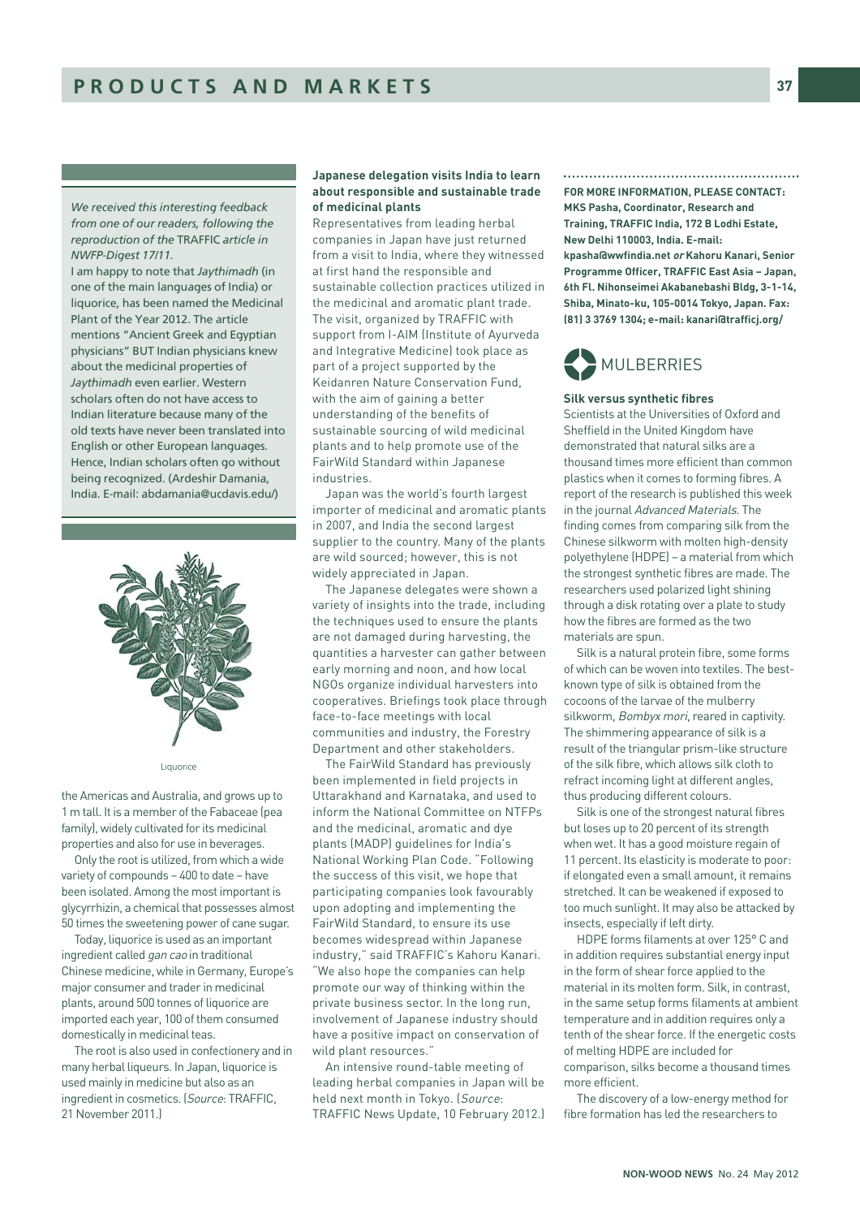*We received this interesting feedback from one of our readers, following the reproduction of the* TRAFFIC *article in NWFP-Digest 17/11.*

I am happy to note that *Jaythimadh* (in one of the main languages of India) or liquorice, has been named the Medicinal Plant of the Year 2012. The article mentions "Ancient Greek and Egyptian physicians" BUT Indian physicians knew about the medicinal properties of *Jaythimadh* even earlier. Western scholars often do not have access to Indian literature because many of the old texts have never been translated into English or other European languages. Hence, Indian scholars often go without being recognized. (Ardeshir Damania, India. E-mail: abdamania@ucdavis.edu/)

Liquorice

the Americas and Australia, and grows up to 1 m tall. It is a member of the Fabaceae (pea family), widely cultivated for its medicinal properties and also for use in beverages.

Only the root is utilized, from which a wide variety of compounds – 400 to date – have been isolated. Among the most important is glycyrrhizin, a chemical that possesses almost 50 times the sweetening power of cane sugar.

Today, liquorice is used as an important ingredient called *gan cao* in traditional Chinese medicine, while in Germany, Europe's major consumer and trader in medicinal plants, around 500 tonnes of liquorice are imported each year, 100 of them consumed domestically in medicinal teas.

The root is also used in confectionery and in many herbal liqueurs. In Japan, liquorice is used mainly in medicine but also as an ingredient in cosmetics. (*Source*: TRAFFIC, 21 November 2011.)

### Japanese delegation visits India to learn about responsible and sustainable trade of medicinal plants

Representatives from leading herbal companies in Japan have just returned from a visit to India, where they witnessed at first hand the responsible and sustainable collection practices utilized in the medicinal and aromatic plant trade. The visit, organized by TRAFFIC with support from I-AIM (Institute of Ayurveda and Integrative Medicine) took place as part of a project supported by the Keidanren Nature Conservation Fund, with the aim of gaining a better understanding of the benefits of sustainable sourcing of wild medicinal plants and to help promote use of the FairWild Standard within Japanese industries.

Japan was the world's fourth largest importer of medicinal and aromatic plants in 2007, and India the second largest supplier to the country. Many of the plants are wild sourced; however, this is not widely appreciated in Japan.

The Japanese delegates were shown a variety of insights into the trade, including the techniques used to ensure the plants are not damaged during harvesting, the quantities a harvester can gather between early morning and noon, and how local NGOs organize individual harvesters into cooperatives. Briefings took place through face-to-face meetings with local communities and industry, the Forestry Department and other stakeholders.

The FairWild Standard has previously been implemented in field projects in Uttarakhand and Karnataka, and used to inform the National Committee on NTFPs and the medicinal, aromatic and dye plants (MADP) guidelines for India's National Working Plan Code. "Following the success of this visit, we hope that participating companies look favourably upon adopting and implementing the FairWild Standard, to ensure its use becomes widespread within Japanese industry," said TRAFFIC's Kahoru Kanari. "We also hope the companies can help promote our way of thinking within the private business sector. In the long run, involvement of Japanese industry should have a positive impact on conservation of wild plant resources."

An intensive round-table meeting of leading herbal companies in Japan will be held next month in Tokyo. (*Source*: TRAFFIC News Update, 10 February 2012.)

**FOR MORE INFORMATION, PLEASE CONTACT: MKS Pasha, Coordinator, Research and Training, TRAFFIC India, 172 B Lodhi Estate, New Delhi 110003, India. E-mail: kpasha@wwfindia.net *or* Kahoru Kanari, Senior Programme Officer, TRAFFIC East Asia – Japan, 6th Fl. Nihonseimei Akabanebashi Bldg, 3-1-14, Shiba, Minato-ku, 105-0014 Tokyo, Japan. Fax: (81) 3 3769 1304; e-mail: kanari@trafficj.org/**

## MULBERRIES

### Silk versus synthetic fibres

Scientists at the Universities of Oxford and Sheffield in the United Kingdom have demonstrated that natural silks are a thousand times more efficient than common plastics when it comes to forming fibres. A report of the research is published this week in the journal *Advanced Materials*. The finding comes from comparing silk from the Chinese silkworm with molten high-density polyethylene (HDPE) – a material from which the strongest synthetic fibres are made. The researchers used polarized light shining through a disk rotating over a plate to study how the fibres are formed as the two materials are spun.

Silk is a natural protein fibre, some forms of which can be woven into textiles. The best-known type of silk is obtained from the cocoons of the larvae of the mulberry silkworm, *Bombyx mori*, reared in captivity. The shimmering appearance of silk is a result of the triangular prism-like structure of the silk fibre, which allows silk cloth to refract incoming light at different angles, thus producing different colours.

Silk is one of the strongest natural fibres but loses up to 20 percent of its strength when wet. It has a good moisture regain of 11 percent. Its elasticity is moderate to poor: if elongated even a small amount, it remains stretched. It can be weakened if exposed to too much sunlight. It may also be attacked by insects, especially if left dirty.

HDPE forms filaments at over 125° C and in addition requires substantial energy input in the form of shear force applied to the material in its molten form. Silk, in contrast, in the same setup forms filaments at ambient temperature and in addition requires only a tenth of the shear force. If the energetic costs of melting HDPE are included for comparison, silks become a thousand times more efficient.

The discovery of a low-energy method for fibre formation has led the researchers to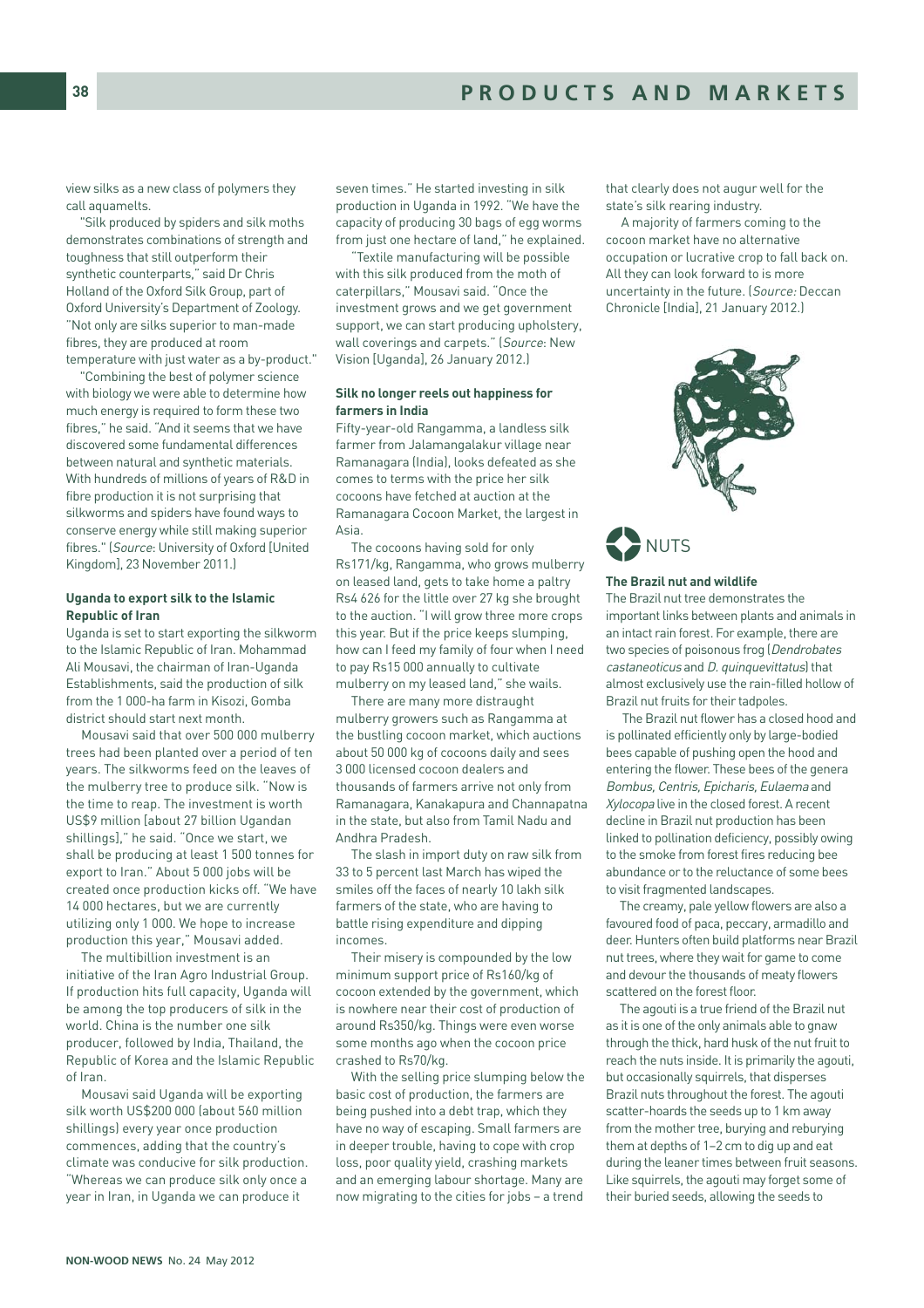view silks as a new class of polymers they call aquamelts.

"Silk produced by spiders and silk moths demonstrates combinations of strength and toughness that still outperform their synthetic counterparts," said Dr Chris Holland of the Oxford Silk Group, part of Oxford University's Department of Zoology. "Not only are silks superior to man-made fibres, they are produced at room temperature with just water as a by-product."

"Combining the best of polymer science with biology we were able to determine how much energy is required to form these two fibres," he said. "And it seems that we have discovered some fundamental differences between natural and synthetic materials. With hundreds of millions of years of R&D in fibre production it is not surprising that silkworms and spiders have found ways to conserve energy while still making superior fibres." (*Source*: University of Oxford [United Kingdom], 23 November 2011.)

**Uganda to export silk to the Islamic Republic of Iran**

Uganda is set to start exporting the silkworm to the Islamic Republic of Iran. Mohammad Ali Mousavi, the chairman of Iran-Uganda Establishments, said the production of silk from the 1 000-ha farm in Kisozi, Gomba district should start next month.

Mousavi said that over 500 000 mulberry trees had been planted over a period of ten years. The silkworms feed on the leaves of the mulberry tree to produce silk. "Now is the time to reap. The investment is worth US$9 million [about 27 billion Ugandan shillings]," he said. "Once we start, we shall be producing at least 1 500 tonnes for export to Iran." About 5 000 jobs will be created once production kicks off. "We have 14 000 hectares, but we are currently utilizing only 1 000. We hope to increase production this year," Mousavi added.

The multibillion investment is an initiative of the Iran Agro Industrial Group. If production hits full capacity, Uganda will be among the top producers of silk in the world. China is the number one silk producer, followed by India, Thailand, the Republic of Korea and the Islamic Republic of Iran.

Mousavi said Uganda will be exporting silk worth US$200 000 (about 560 million shillings) every year once production commences, adding that the country's climate was conducive for silk production. "Whereas we can produce silk only once a year in Iran, in Uganda we can produce it seven times." He started investing in silk production in Uganda in 1992. "We have the capacity of producing 30 bags of egg worms from just one hectare of land," he explained.

"Textile manufacturing will be possible with this silk produced from the moth of caterpillars," Mousavi said. "Once the investment grows and we get government support, we can start producing upholstery, wall coverings and carpets." (*Source*: New Vision [Uganda], 26 January 2012.)

**Silk no longer reels out happiness for farmers in India**

Fifty-year-old Rangamma, a landless silk farmer from Jalamangalakur village near Ramanagara (India), looks defeated as she comes to terms with the price her silk cocoons have fetched at auction at the Ramanagara Cocoon Market, the largest in Asia.

The cocoons having sold for only Rs171/kg, Rangamma, who grows mulberry on leased land, gets to take home a paltry Rs4 626 for the little over 27 kg she brought to the auction. "I will grow three more crops this year. But if the price keeps slumping, how can I feed my family of four when I need to pay Rs15 000 annually to cultivate mulberry on my leased land," she wails.

There are many more distraught mulberry growers such as Rangamma at the bustling cocoon market, which auctions about 50 000 kg of cocoons daily and sees 3 000 licensed cocoon dealers and thousands of farmers arrive not only from Ramanagara, Kanakapura and Channapatna in the state, but also from Tamil Nadu and Andhra Pradesh.

The slash in import duty on raw silk from 33 to 5 percent last March has wiped the smiles off the faces of nearly 10 lakh silk farmers of the state, who are having to battle rising expenditure and dipping incomes.

Their misery is compounded by the low minimum support price of Rs160/kg of cocoon extended by the government, which is nowhere near their cost of production of around Rs350/kg. Things were even worse some months ago when the cocoon price crashed to Rs70/kg.

With the selling price slumping below the basic cost of production, the farmers are being pushed into a debt trap, which they have no way of escaping. Small farmers are in deeper trouble, having to cope with crop loss, poor quality yield, crashing markets and an emerging labour shortage. Many are now migrating to the cities for jobs – a trend that clearly does not augur well for the state's silk rearing industry.

A majority of farmers coming to the cocoon market have no alternative occupation or lucrative crop to fall back on. All they can look forward to is more uncertainty in the future. (*Source:* Deccan Chronicle [India], 21 January 2012.)

## NUTS

**The Brazil nut and wildlife**

The Brazil nut tree demonstrates the important links between plants and animals in an intact rain forest. For example, there are two species of poisonous frog (*Dendrobates castaneoticus* and *D. quinquevittatus*) that almost exclusively use the rain-filled hollow of Brazil nut fruits for their tadpoles.

The Brazil nut flower has a closed hood and is pollinated efficiently only by large-bodied bees capable of pushing open the hood and entering the flower. These bees of the genera *Bombus, Centris, Epicharis, Eulaema* and *Xylocopa* live in the closed forest. A recent decline in Brazil nut production has been linked to pollination deficiency, possibly owing to the smoke from forest fires reducing bee abundance or to the reluctance of some bees to visit fragmented landscapes.

The creamy, pale yellow flowers are also a favoured food of paca, peccary, armadillo and deer. Hunters often build platforms near Brazil nut trees, where they wait for game to come and devour the thousands of meaty flowers scattered on the forest floor.

The agouti is a true friend of the Brazil nut as it is one of the only animals able to gnaw through the thick, hard husk of the nut fruit to reach the nuts inside. It is primarily the agouti, but occasionally squirrels, that disperses Brazil nuts throughout the forest. The agouti scatter-hoards the seeds up to 1 km away from the mother tree, burying and reburying them at depths of 1–2 cm to dig up and eat during the leaner times between fruit seasons. Like squirrels, the agouti may forget some of their buried seeds, allowing the seeds to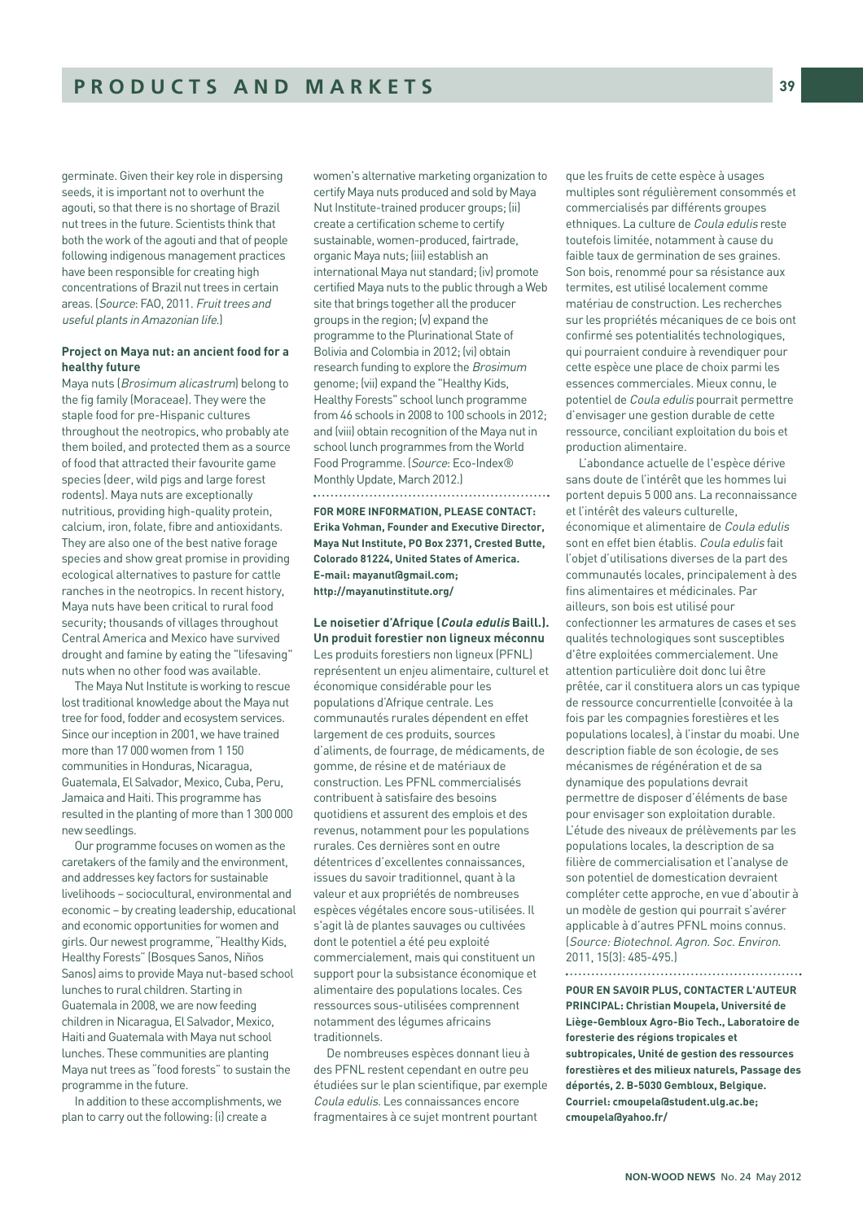germinate. Given their key role in dispersing seeds, it is important not to overhunt the agouti, so that there is no shortage of Brazil nut trees in the future. Scientists think that both the work of the agouti and that of people following indigenous management practices have been responsible for creating high concentrations of Brazil nut trees in certain areas. (*Source*: FAO, 2011. *Fruit trees and useful plants in Amazonian life*.)

### Project on Maya nut: an ancient food for a healthy future

Maya nuts (*Brosimum alicastrum*) belong to the fig family (Moraceae). They were the staple food for pre-Hispanic cultures throughout the neotropics, who probably ate them boiled, and protected them as a source of food that attracted their favourite game species (deer, wild pigs and large forest rodents). Maya nuts are exceptionally nutritious, providing high-quality protein, calcium, iron, folate, fibre and antioxidants. They are also one of the best native forage species and show great promise in providing ecological alternatives to pasture for cattle ranches in the neotropics. In recent history, Maya nuts have been critical to rural food security; thousands of villages throughout Central America and Mexico have survived drought and famine by eating the "lifesaving" nuts when no other food was available.

The Maya Nut Institute is working to rescue lost traditional knowledge about the Maya nut tree for food, fodder and ecosystem services. Since our inception in 2001, we have trained more than 17 000 women from 1 150 communities in Honduras, Nicaragua, Guatemala, El Salvador, Mexico, Cuba, Peru, Jamaica and Haiti. This programme has resulted in the planting of more than 1 300 000 new seedlings.

Our programme focuses on women as the caretakers of the family and the environment, and addresses key factors for sustainable livelihoods – sociocultural, environmental and economic – by creating leadership, educational and economic opportunities for women and girls. Our newest programme, "Healthy Kids, Healthy Forests" (Bosques Sanos, Niños Sanos) aims to provide Maya nut-based school lunches to rural children. Starting in Guatemala in 2008, we are now feeding children in Nicaragua, El Salvador, Mexico, Haiti and Guatemala with Maya nut school lunches. These communities are planting Maya nut trees as "food forests" to sustain the programme in the future.

In addition to these accomplishments, we plan to carry out the following: (i) create a women's alternative marketing organization to certify Maya nuts produced and sold by Maya Nut Institute-trained producer groups; (ii) create a certification scheme to certify sustainable, women-produced, fairtrade, organic Maya nuts; (iii) establish an international Maya nut standard; (iv) promote certified Maya nuts to the public through a Web site that brings together all the producer groups in the region; (v) expand the programme to the Plurinational State of Bolivia and Colombia in 2012; (vi) obtain research funding to explore the *Brosimum* genome; (vii) expand the "Healthy Kids, Healthy Forests" school lunch programme from 46 schools in 2008 to 100 schools in 2012; and (viii) obtain recognition of the Maya nut in school lunch programmes from the World Food Programme. (*Source*: Eco-Index® Monthly Update, March 2012.)

**FOR MORE INFORMATION, PLEASE CONTACT: Erika Vohman, Founder and Executive Director, Maya Nut Institute, PO Box 2371, Crested Butte, Colorado 81224, United States of America. E-mail: mayanut@gmail.com; http://mayanutinstitute.org/**

### Le noisetier d'Afrique (*Coula edulis* Baill.). Un produit forestier non ligneux méconnu

Les produits forestiers non ligneux (PFNL) représentent un enjeu alimentaire, culturel et économique considérable pour les populations d'Afrique centrale. Les communautés rurales dépendent en effet largement de ces produits, sources d'aliments, de fourrage, de médicaments, de gomme, de résine et de matériaux de construction. Les PFNL commercialisés contribuent à satisfaire des besoins quotidiens et assurent des emplois et des revenus, notamment pour les populations rurales. Ces dernières sont en outre détentrices d'excellentes connaissances, issues du savoir traditionnel, quant à la valeur et aux propriétés de nombreuses espèces végétales encore sous-utilisées. Il s'agit là de plantes sauvages ou cultivées dont le potentiel a été peu exploité commercialement, mais qui constituent un support pour la subsistance économique et alimentaire des populations locales. Ces ressources sous-utilisées comprennent notamment des légumes africains traditionnels.

De nombreuses espèces donnant lieu à des PFNL restent cependant en outre peu étudiées sur le plan scientifique, par exemple *Coula edulis*. Les connaissances encore fragmentaires à ce sujet montrent pourtant que les fruits de cette espèce à usages multiples sont régulièrement consommés et commercialisés par différents groupes ethniques. La culture de *Coula edulis* reste toutefois limitée, notamment à cause du faible taux de germination de ses graines. Son bois, renommé pour sa résistance aux termites, est utilisé localement comme matériau de construction. Les recherches sur les propriétés mécaniques de ce bois ont confirmé ses potentialités technologiques, qui pourraient conduire à revendiquer pour cette espèce une place de choix parmi les essences commerciales. Mieux connu, le potentiel de *Coula edulis* pourrait permettre d'envisager une gestion durable de cette ressource, conciliant exploitation du bois et production alimentaire.

L'abondance actuelle de l'espèce dérive sans doute de l'intérêt que les hommes lui portent depuis 5 000 ans. La reconnaissance et l'intérêt des valeurs culturelle, économique et alimentaire de *Coula edulis* sont en effet bien établis. *Coula edulis* fait l'objet d'utilisations diverses de la part des communautés locales, principalement à des fins alimentaires et médicinales. Par ailleurs, son bois est utilisé pour confectionner les armatures de cases et ses qualités technologiques sont susceptibles d'être exploitées commercialement. Une attention particulière doit donc lui être prêtée, car il constituera alors un cas typique de ressource concurrentielle (convoitée à la fois par les compagnies forestières et les populations locales), à l'instar du moabi. Une description fiable de son écologie, de ses mécanismes de régénération et de sa dynamique des populations devrait permettre de disposer d'éléments de base pour envisager son exploitation durable. L'étude des niveaux de prélèvements par les populations locales, la description de sa filière de commercialisation et l'analyse de son potentiel de domestication devraient compléter cette approche, en vue d'aboutir à un modèle de gestion qui pourrait s'avérer applicable à d'autres PFNL moins connus. (*Source: Biotechnol. Agron. Soc. Environ.* 2011, 15(3): 485-495.)

**POUR EN SAVOIR PLUS, CONTACTER L'AUTEUR PRINCIPAL: Christian Moupela, Université de Liège-Gembloux Agro-Bio Tech., Laboratoire de foresterie des régions tropicales et subtropicales, Unité de gestion des ressources forestières et des milieux naturels, Passage des déportés, 2. B-5030 Gembloux, Belgique. Courriel: cmoupela@student.ulg.ac.be; cmoupela@yahoo.fr/**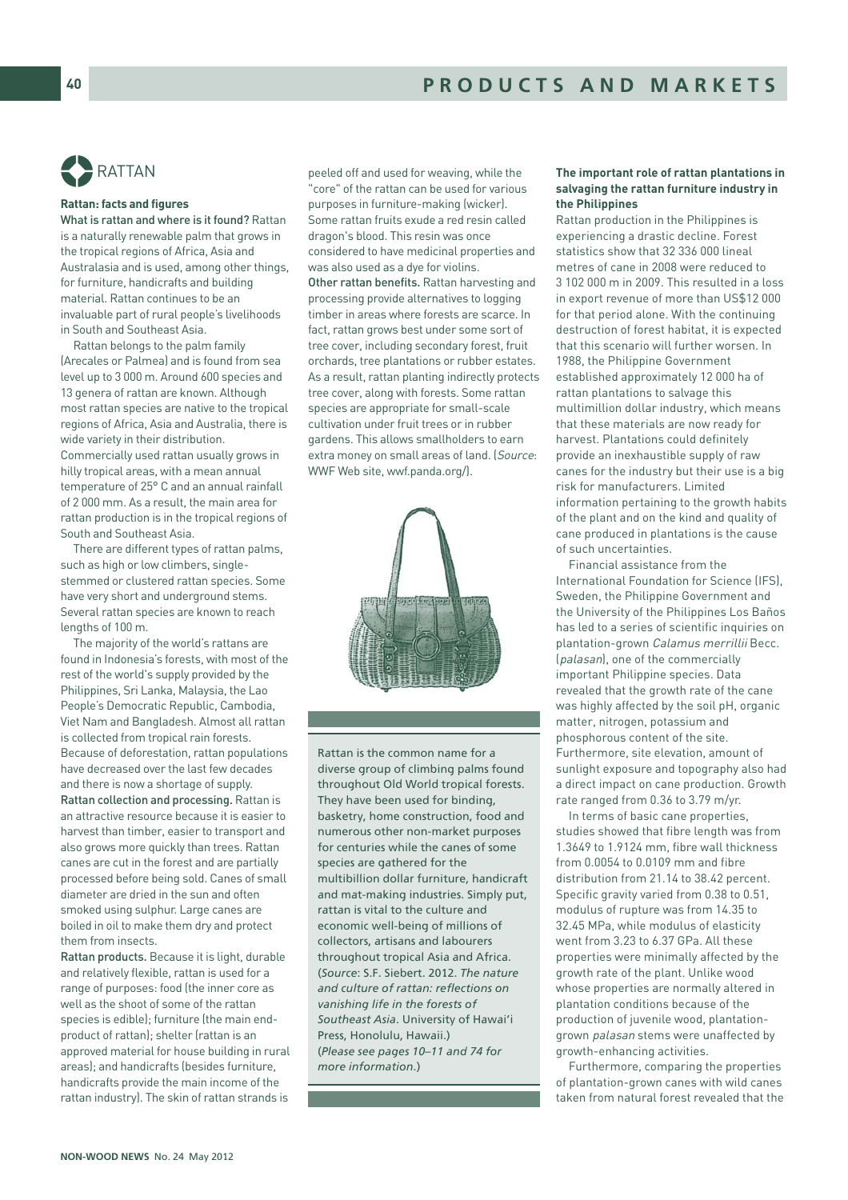# RATTAN

## Rattan: facts and figures

**What is rattan and where is it found?** Rattan is a naturally renewable palm that grows in the tropical regions of Africa, Asia and Australasia and is used, among other things, for furniture, handicrafts and building material. Rattan continues to be an invaluable part of rural people's livelihoods in South and Southeast Asia.

Rattan belongs to the palm family (Arecales or Palmea) and is found from sea level up to 3 000 m. Around 600 species and 13 genera of rattan are known. Although most rattan species are native to the tropical regions of Africa, Asia and Australia, there is wide variety in their distribution. Commercially used rattan usually grows in hilly tropical areas, with a mean annual temperature of 25° C and an annual rainfall of 2 000 mm. As a result, the main area for rattan production is in the tropical regions of South and Southeast Asia.

There are different types of rattan palms, such as high or low climbers, single-stemmed or clustered rattan species. Some have very short and underground stems. Several rattan species are known to reach lengths of 100 m.

The majority of the world's rattans are found in Indonesia's forests, with most of the rest of the world's supply provided by the Philippines, Sri Lanka, Malaysia, the Lao People's Democratic Republic, Cambodia, Viet Nam and Bangladesh. Almost all rattan is collected from tropical rain forests. Because of deforestation, rattan populations have decreased over the last few decades and there is now a shortage of supply.

**Rattan collection and processing.** Rattan is an attractive resource because it is easier to harvest than timber, easier to transport and also grows more quickly than trees. Rattan canes are cut in the forest and are partially processed before being sold. Canes of small diameter are dried in the sun and often smoked using sulphur. Large canes are boiled in oil to make them dry and protect them from insects.

**Rattan products.** Because it is light, durable and relatively flexible, rattan is used for a range of purposes: food (the inner core as well as the shoot of some of the rattan species is edible); furniture (the main end-product of rattan); shelter (rattan is an approved material for house building in rural areas); and handicrafts (besides furniture, handicrafts provide the main income of the rattan industry). The skin of rattan strands is peeled off and used for weaving, while the "core" of the rattan can be used for various purposes in furniture-making (wicker). Some rattan fruits exude a red resin called dragon's blood. This resin was once considered to have medicinal properties and was also used as a dye for violins.

**Other rattan benefits.** Rattan harvesting and processing provide alternatives to logging timber in areas where forests are scarce. In fact, rattan grows best under some sort of tree cover, including secondary forest, fruit orchards, tree plantations or rubber estates. As a result, rattan planting indirectly protects tree cover, along with forests. Some rattan species are appropriate for small-scale cultivation under fruit trees or in rubber gardens. This allows smallholders to earn extra money on small areas of land. (*Source*: WWF Web site, wwf.panda.org/).

Rattan is the common name for a diverse group of climbing palms found throughout Old World tropical forests. They have been used for binding, basketry, home construction, food and numerous other non-market purposes for centuries while the canes of some species are gathered for the multibillion dollar furniture, handicraft and mat-making industries. Simply put, rattan is vital to the culture and economic well-being of millions of collectors, artisans and labourers throughout tropical Asia and Africa. (*Source*: S.F. Siebert. 2012. *The nature and culture of rattan: reflections on vanishing life in the forests of Southeast Asia*. University of Hawai'i Press, Honolulu, Hawaii.) (*Please see pages 10–11 and 74 for more information.*)

### The important role of rattan plantations in salvaging the rattan furniture industry in the Philippines

Rattan production in the Philippines is experiencing a drastic decline. Forest statistics show that 32 336 000 lineal metres of cane in 2008 were reduced to 3 102 000 m in 2009. This resulted in a loss in export revenue of more than US$12 000 for that period alone. With the continuing destruction of forest habitat, it is expected that this scenario will further worsen. In 1988, the Philippine Government established approximately 12 000 ha of rattan plantations to salvage this multimillion dollar industry, which means that these materials are now ready for harvest. Plantations could definitely provide an inexhaustible supply of raw canes for the industry but their use is a big risk for manufacturers. Limited information pertaining to the growth habits of the plant and on the kind and quality of cane produced in plantations is the cause of such uncertainties.

Financial assistance from the International Foundation for Science (IFS), Sweden, the Philippine Government and the University of the Philippines Los Baños has led to a series of scientific inquiries on plantation-grown *Calamus merrillii* Becc. (*palasan*), one of the commercially important Philippine species. Data revealed that the growth rate of the cane was highly affected by the soil pH, organic matter, nitrogen, potassium and phosphorous content of the site. Furthermore, site elevation, amount of sunlight exposure and topography also had a direct impact on cane production. Growth rate ranged from 0.36 to 3.79 m/yr.

In terms of basic cane properties, studies showed that fibre length was from 1.3649 to 1.9124 mm, fibre wall thickness from 0.0054 to 0.0109 mm and fibre distribution from 21.14 to 38.42 percent. Specific gravity varied from 0.38 to 0.51, modulus of rupture was from 14.35 to 32.45 MPa, while modulus of elasticity went from 3.23 to 6.37 GPa. All these properties were minimally affected by the growth rate of the plant. Unlike wood whose properties are normally altered in plantation conditions because of the production of juvenile wood, plantation-grown *palasan* stems were unaffected by growth-enhancing activities.

Furthermore, comparing the properties of plantation-grown canes with wild canes taken from natural forest revealed that the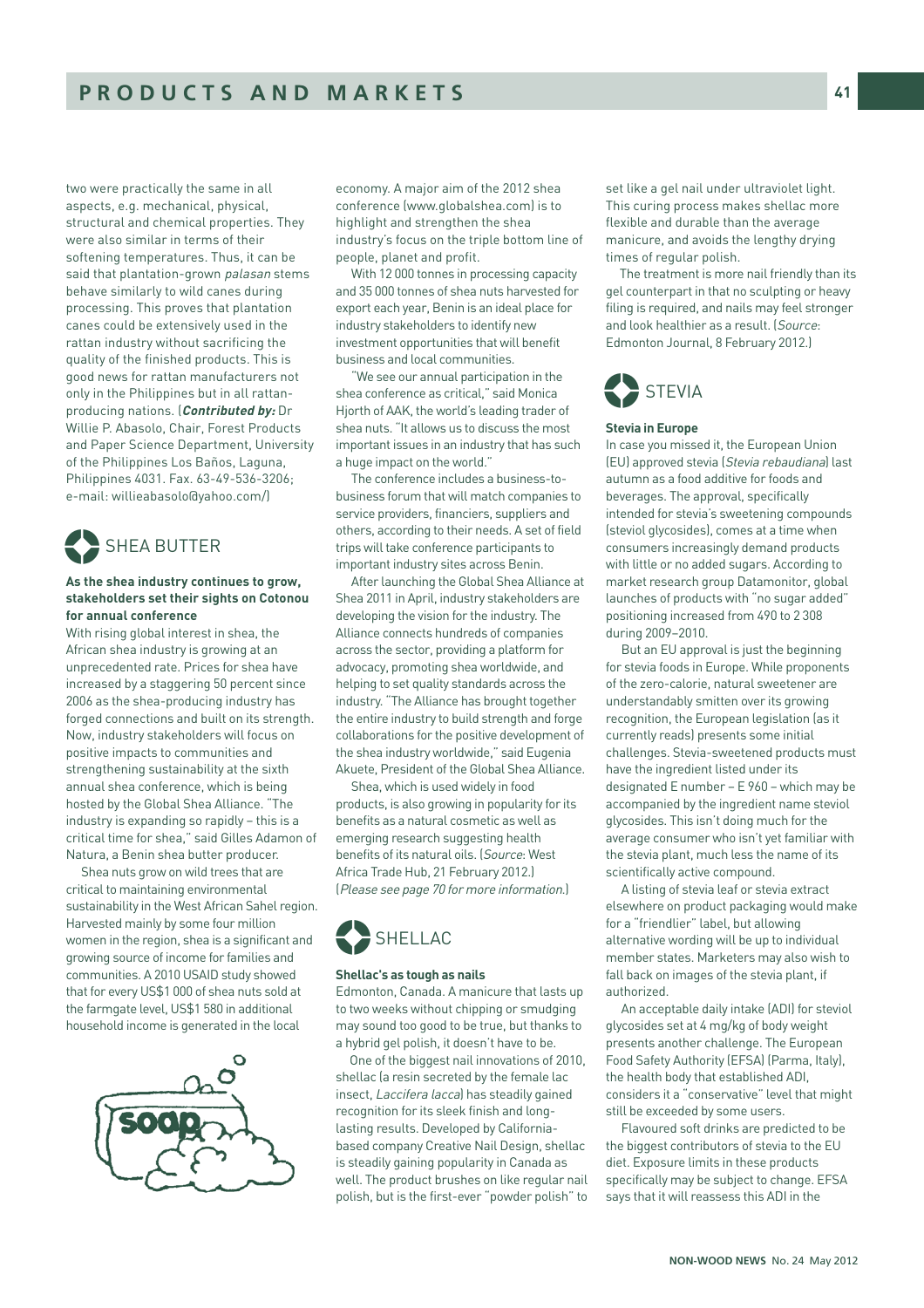two were practically the same in all aspects, e.g. mechanical, physical, structural and chemical properties. They were also similar in terms of their softening temperatures. Thus, it can be said that plantation-grown *palasan* stems behave similarly to wild canes during processing. This proves that plantation canes could be extensively used in the rattan industry without sacrificing the quality of the finished products. This is good news for rattan manufacturers not only in the Philippines but in all rattan-producing nations. (***Contributed by:*** Dr Willie P. Abasolo, Chair, Forest Products and Paper Science Department, University of the Philippines Los Baños, Laguna, Philippines 4031. Fax. 63-49-536-3206; e-mail: willieabasolo@yahoo.com/)

## SHEA BUTTER

**As the shea industry continues to grow, stakeholders set their sights on Cotonou for annual conference**

With rising global interest in shea, the African shea industry is growing at an unprecedented rate. Prices for shea have increased by a staggering 50 percent since 2006 as the shea-producing industry has forged connections and built on its strength. Now, industry stakeholders will focus on positive impacts to communities and strengthening sustainability at the sixth annual shea conference, which is being hosted by the Global Shea Alliance. "The industry is expanding so rapidly – this is a critical time for shea," said Gilles Adamon of Natura, a Benin shea butter producer.

Shea nuts grow on wild trees that are critical to maintaining environmental sustainability in the West African Sahel region. Harvested mainly by some four million women in the region, shea is a significant and growing source of income for families and communities. A 2010 USAID study showed that for every US$1 000 of shea nuts sold at the farmgate level, US$1 580 in additional household income is generated in the local economy. A major aim of the 2012 shea conference (www.globalshea.com) is to highlight and strengthen the shea industry's focus on the triple bottom line of people, planet and profit.

With 12 000 tonnes in processing capacity and 35 000 tonnes of shea nuts harvested for export each year, Benin is an ideal place for industry stakeholders to identify new investment opportunities that will benefit business and local communities.

"We see our annual participation in the shea conference as critical," said Monica Hjorth of AAK, the world's leading trader of shea nuts. "It allows us to discuss the most important issues in an industry that has such a huge impact on the world."

The conference includes a business-to-business forum that will match companies to service providers, financiers, suppliers and others, according to their needs. A set of field trips will take conference participants to important industry sites across Benin.

After launching the Global Shea Alliance at Shea 2011 in April, industry stakeholders are developing the vision for the industry. The Alliance connects hundreds of companies across the sector, providing a platform for advocacy, promoting shea worldwide, and helping to set quality standards across the industry. "The Alliance has brought together the entire industry to build strength and forge collaborations for the positive development of the shea industry worldwide," said Eugenia Akuete, President of the Global Shea Alliance.

Shea, which is used widely in food products, is also growing in popularity for its benefits as a natural cosmetic as well as emerging research suggesting health benefits of its natural oils. (*Source*: West Africa Trade Hub, 21 February 2012.) (*Please see page 70 for more information.*)

## SHELLAC

**Shellac's as tough as nails**

Edmonton, Canada. A manicure that lasts up to two weeks without chipping or smudging may sound too good to be true, but thanks to a hybrid gel polish, it doesn't have to be.

One of the biggest nail innovations of 2010, shellac (a resin secreted by the female lac insect, *Laccifera lacca*) has steadily gained recognition for its sleek finish and long-lasting results. Developed by California-based company Creative Nail Design, shellac is steadily gaining popularity in Canada as well. The product brushes on like regular nail polish, but is the first-ever "powder polish" to set like a gel nail under ultraviolet light. This curing process makes shellac more flexible and durable than the average manicure, and avoids the lengthy drying times of regular polish.

The treatment is more nail friendly than its gel counterpart in that no sculpting or heavy filing is required, and nails may feel stronger and look healthier as a result. (*Source*: Edmonton Journal, 8 February 2012.)

## STEVIA

**Stevia in Europe**

In case you missed it, the European Union (EU) approved stevia (*Stevia rebaudiana*) last autumn as a food additive for foods and beverages. The approval, specifically intended for stevia's sweetening compounds (steviol glycosides), comes at a time when consumers increasingly demand products with little or no added sugars. According to market research group Datamonitor, global launches of products with "no sugar added" positioning increased from 490 to 2 308 during 2009–2010.

But an EU approval is just the beginning for stevia foods in Europe. While proponents of the zero-calorie, natural sweetener are understandably smitten over its growing recognition, the European legislation (as it currently reads) presents some initial challenges. Stevia-sweetened products must have the ingredient listed under its designated E number – E 960 – which may be accompanied by the ingredient name steviol glycosides. This isn't doing much for the average consumer who isn't yet familiar with the stevia plant, much less the name of its scientifically active compound.

A listing of stevia leaf or stevia extract elsewhere on product packaging would make for a "friendlier" label, but allowing alternative wording will be up to individual member states. Marketers may also wish to fall back on images of the stevia plant, if authorized.

An acceptable daily intake (ADI) for steviol glycosides set at 4 mg/kg of body weight presents another challenge. The European Food Safety Authority (EFSA) (Parma, Italy), the health body that established ADI, considers it a "conservative" level that might still be exceeded by some users.

Flavoured soft drinks are predicted to be the biggest contributors of stevia to the EU diet. Exposure limits in these products specifically may be subject to change. EFSA says that it will reassess this ADI in the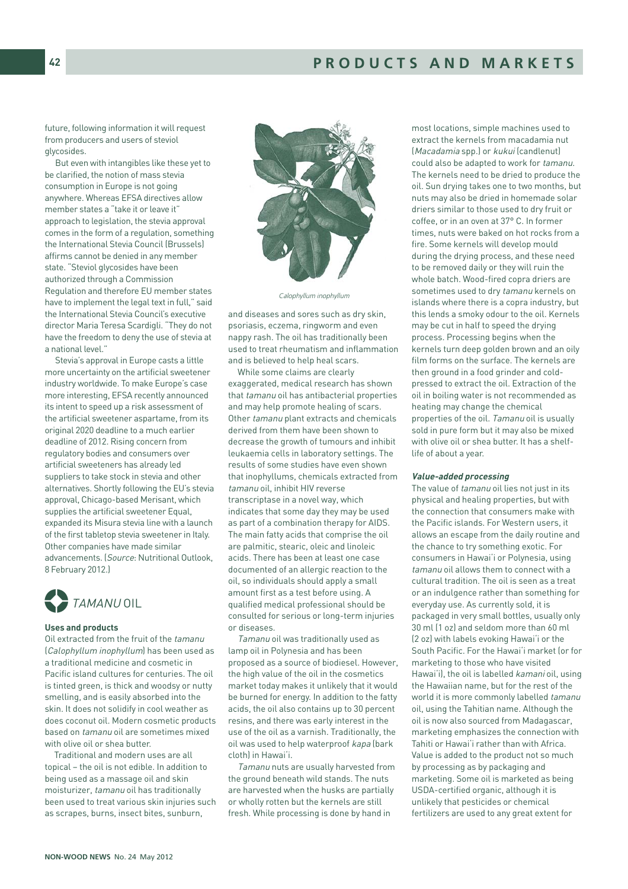future, following information it will request from producers and users of steviol glycosides.

But even with intangibles like these yet to be clarified, the notion of mass stevia consumption in Europe is not going anywhere. Whereas EFSA directives allow member states a "take it or leave it" approach to legislation, the stevia approval comes in the form of a regulation, something the International Stevia Council (Brussels) affirms cannot be denied in any member state. "Steviol glycosides have been authorized through a Commission Regulation and therefore EU member states have to implement the legal text in full," said the International Stevia Council's executive director Maria Teresa Scardigli. "They do not have the freedom to deny the use of stevia at a national level."

Stevia's approval in Europe casts a little more uncertainty on the artificial sweetener industry worldwide. To make Europe's case more interesting, EFSA recently announced its intent to speed up a risk assessment of the artificial sweetener aspartame, from its original 2020 deadline to a much earlier deadline of 2012. Rising concern from regulatory bodies and consumers over artificial sweeteners has already led suppliers to take stock in stevia and other alternatives. Shortly following the EU's stevia approval, Chicago-based Merisant, which supplies the artificial sweetener Equal, expanded its Misura stevia line with a launch of the first tabletop stevia sweetener in Italy. Other companies have made similar advancements. (*Source*: Nutritional Outlook, 8 February 2012.)

## *TAMANU* OIL

**Uses and products**

Oil extracted from the fruit of the *tamanu* (*Calophyllum inophyllum*) has been used as a traditional medicine and cosmetic in Pacific island cultures for centuries. The oil is tinted green, is thick and woodsy or nutty smelling, and is easily absorbed into the skin. It does not solidify in cool weather as does coconut oil. Modern cosmetic products based on *tamanu* oil are sometimes mixed with olive oil or shea butter.

Traditional and modern uses are all topical – the oil is not edible. In addition to being used as a massage oil and skin moisturizer, *tamanu* oil has traditionally been used to treat various skin injuries such as scrapes, burns, insect bites, sunburn, and diseases and sores such as dry skin, psoriasis, eczema, ringworm and even nappy rash. The oil has traditionally been used to treat rheumatism and inflammation and is believed to help heal scars.

*Calophyllum inophyllum*

While some claims are clearly exaggerated, medical research has shown that *tamanu* oil has antibacterial properties and may help promote healing of scars. Other *tamanu* plant extracts and chemicals derived from them have been shown to decrease the growth of tumours and inhibit leukaemia cells in laboratory settings. The results of some studies have even shown that inophyllums, chemicals extracted from *tamanu* oil, inhibit HIV reverse transcriptase in a novel way, which indicates that some day they may be used as part of a combination therapy for AIDS. The main fatty acids that comprise the oil are palmitic, stearic, oleic and linoleic acids. There has been at least one case documented of an allergic reaction to the oil, so individuals should apply a small amount first as a test before using. A qualified medical professional should be consulted for serious or long-term injuries or diseases.

*Tamanu* oil was traditionally used as lamp oil in Polynesia and has been proposed as a source of biodiesel. However, the high value of the oil in the cosmetics market today makes it unlikely that it would be burned for energy. In addition to the fatty acids, the oil also contains up to 30 percent resins, and there was early interest in the use of the oil as a varnish. Traditionally, the oil was used to help waterproof *kapa* (bark cloth) in Hawai'i.

*Tamanu* nuts are usually harvested from the ground beneath wild stands. The nuts are harvested when the husks are partially or wholly rotten but the kernels are still fresh. While processing is done by hand in most locations, simple machines used to extract the kernels from macadamia nut (*Macadamia* spp.) or *kukui* (candlenut) could also be adapted to work for *tamanu*. The kernels need to be dried to produce the oil. Sun drying takes one to two months, but nuts may also be dried in homemade solar driers similar to those used to dry fruit or coffee, or in an oven at 37° C. In former times, nuts were baked on hot rocks from a fire. Some kernels will develop mould during the drying process, and these need to be removed daily or they will ruin the whole batch. Wood-fired copra driers are sometimes used to dry *tamanu* kernels on islands where there is a copra industry, but this lends a smoky odour to the oil. Kernels may be cut in half to speed the drying process. Processing begins when the kernels turn deep golden brown and an oily film forms on the surface. The kernels are then ground in a food grinder and cold-pressed to extract the oil. Extraction of the oil in boiling water is not recommended as heating may change the chemical properties of the oil. *Tamanu* oil is usually sold in pure form but it may also be mixed with olive oil or shea butter. It has a shelf-life of about a year.

***Value-added processing***

The value of *tamanu* oil lies not just in its physical and healing properties, but with the connection that consumers make with the Pacific islands. For Western users, it allows an escape from the daily routine and the chance to try something exotic. For consumers in Hawai'i or Polynesia, using *tamanu* oil allows them to connect with a cultural tradition. The oil is seen as a treat or an indulgence rather than something for everyday use. As currently sold, it is packaged in very small bottles, usually only 30 ml (1 oz) and seldom more than 60 ml (2 oz) with labels evoking Hawai'i or the South Pacific. For the Hawai'i market (or for marketing to those who have visited Hawai'i), the oil is labelled *kamani* oil, using the Hawaiian name, but for the rest of the world it is more commonly labelled *tamanu* oil, using the Tahitian name. Although the oil is now also sourced from Madagascar, marketing emphasizes the connection with Tahiti or Hawai'i rather than with Africa. Value is added to the product not so much by processing as by packaging and marketing. Some oil is marketed as being USDA-certified organic, although it is unlikely that pesticides or chemical fertilizers are used to any great extent for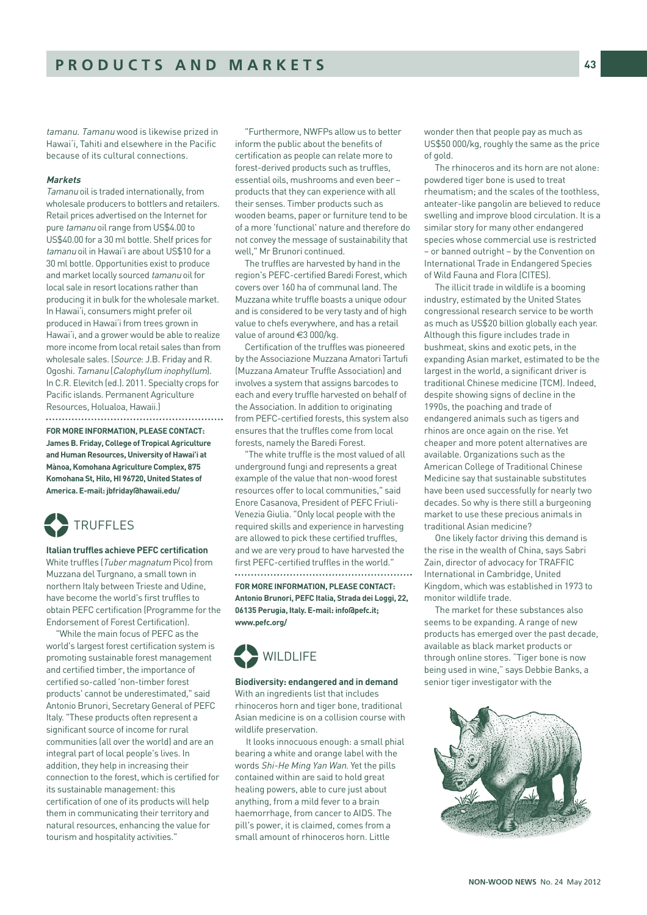*tamanu*. *Tamanu* wood is likewise prized in Hawai'i, Tahiti and elsewhere in the Pacific because of its cultural connections.

***Markets***

*Tamanu* oil is traded internationally, from wholesale producers to bottlers and retailers. Retail prices advertised on the Internet for pure *tamanu* oil range from US$4.00 to US$40.00 for a 30 ml bottle. Shelf prices for *tamanu* oil in Hawai'i are about US$10 for a 30 ml bottle. Opportunities exist to produce and market locally sourced *tamanu* oil for local sale in resort locations rather than producing it in bulk for the wholesale market. In Hawai'i, consumers might prefer oil produced in Hawai'i from trees grown in Hawai'i, and a grower would be able to realize more income from local retail sales than from wholesale sales. (*Source*: J.B. Friday and R. Ogoshi. *Tamanu* (*Calophyllum inophyllum*). In C.R. Elevitch (ed.). 2011. Specialty crops for Pacific islands. Permanent Agriculture Resources, Holualoa, Hawaii.)

**FOR MORE INFORMATION, PLEASE CONTACT: James B. Friday, College of Tropical Agriculture and Human Resources, University of Hawai'i at Mànoa, Komohana Agriculture Complex, 875 Komohana St, Hilo, HI 96720, United States of America. E-mail: jbfriday@hawaii.edu/**

## TRUFFLES

**Italian truffles achieve PEFC certification**

White truffles (*Tuber magnatum* Pico) from Muzzana del Turgnano, a small town in northern Italy between Trieste and Udine, have become the world's first truffles to obtain PEFC certification (Programme for the Endorsement of Forest Certification).

"While the main focus of PEFC as the world's largest forest certification system is promoting sustainable forest management and certified timber, the importance of certified so-called 'non-timber forest products' cannot be underestimated," said Antonio Brunori, Secretary General of PEFC Italy. "These products often represent a significant source of income for rural communities (all over the world) and are an integral part of local people's lives. In addition, they help in increasing their connection to the forest, which is certified for its sustainable management: this certification of one of its products will help them in communicating their territory and natural resources, enhancing the value for tourism and hospitality activities."

"Furthermore, NWFPs allow us to better inform the public about the benefits of certification as people can relate more to forest-derived products such as truffles, essential oils, mushrooms and even beer – products that they can experience with all their senses. Timber products such as wooden beams, paper or furniture tend to be of a more 'functional' nature and therefore do not convey the message of sustainability that well," Mr Brunori continued.

The truffles are harvested by hand in the region's PEFC-certified Baredi Forest, which covers over 160 ha of communal land. The Muzzana white truffle boasts a unique odour and is considered to be very tasty and of high value to chefs everywhere, and has a retail value of around €3 000/kg.

Certification of the truffles was pioneered by the Associazione Muzzana Amatori Tartufi (Muzzana Amateur Truffle Association) and involves a system that assigns barcodes to each and every truffle harvested on behalf of the Association. In addition to originating from PEFC-certified forests, this system also ensures that the truffles come from local forests, namely the Baredi Forest.

"The white truffle is the most valued of all underground fungi and represents a great example of the value that non-wood forest resources offer to local communities," said Enore Casanova, President of PEFC Friuli-Venezia Giulia. "Only local people with the required skills and experience in harvesting are allowed to pick these certified truffles, and we are very proud to have harvested the first PEFC-certified truffles in the world."

**FOR MORE INFORMATION, PLEASE CONTACT: Antonio Brunori, PEFC Italia, Strada dei Loggi, 22, 06135 Perugia, Italy. E-mail: info@pefc.it; www.pefc.org/**

## WILDLIFE

**Biodiversity: endangered and in demand**

With an ingredients list that includes rhinoceros horn and tiger bone, traditional Asian medicine is on a collision course with wildlife preservation.

It looks innocuous enough: a small phial bearing a white and orange label with the words *Shi-He Ming Yan Wan*. Yet the pills contained within are said to hold great healing powers, able to cure just about anything, from a mild fever to a brain haemorrhage, from cancer to AIDS. The pill's power, it is claimed, comes from a small amount of rhinoceros horn. Little wonder then that people pay as much as US$50 000/kg, roughly the same as the price of gold.

The rhinoceros and its horn are not alone: powdered tiger bone is used to treat rheumatism; and the scales of the toothless, anteater-like pangolin are believed to reduce swelling and improve blood circulation. It is a similar story for many other endangered species whose commercial use is restricted – or banned outright – by the Convention on International Trade in Endangered Species of Wild Fauna and Flora (CITES).

The illicit trade in wildlife is a booming industry, estimated by the United States congressional research service to be worth as much as US$20 billion globally each year. Although this figure includes trade in bushmeat, skins and exotic pets, in the expanding Asian market, estimated to be the largest in the world, a significant driver is traditional Chinese medicine (TCM). Indeed, despite showing signs of decline in the 1990s, the poaching and trade of endangered animals such as tigers and rhinos are once again on the rise. Yet cheaper and more potent alternatives are available. Organizations such as the American College of Traditional Chinese Medicine say that sustainable substitutes have been used successfully for nearly two decades. So why is there still a burgeoning market to use these precious animals in traditional Asian medicine?

One likely factor driving this demand is the rise in the wealth of China, says Sabri Zain, director of advocacy for TRAFFIC International in Cambridge, United Kingdom, which was established in 1973 to monitor wildlife trade.

The market for these substances also seems to be expanding. A range of new products has emerged over the past decade, available as black market products or through online stores. "Tiger bone is now being used in wine," says Debbie Banks, a senior tiger investigator with the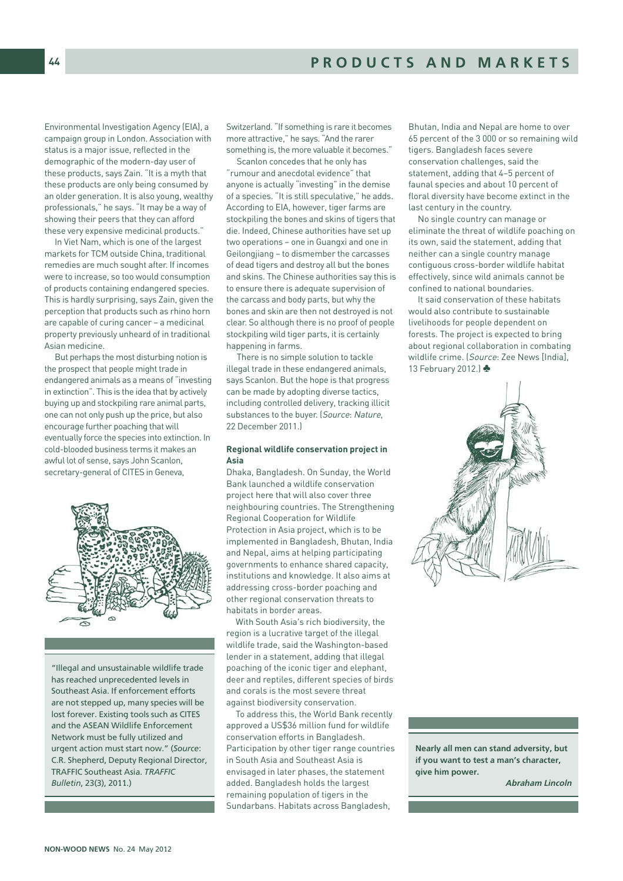Environmental Investigation Agency (EIA), a campaign group in London. Association with status is a major issue, reflected in the demographic of the modern-day user of these products, says Zain. "It is a myth that these products are only being consumed by an older generation. It is also young, wealthy professionals," he says. "It may be a way of showing their peers that they can afford these very expensive medicinal products."

In Viet Nam, which is one of the largest markets for TCM outside China, traditional remedies are much sought after. If incomes were to increase, so too would consumption of products containing endangered species. This is hardly surprising, says Zain, given the perception that products such as rhino horn are capable of curing cancer – a medicinal property previously unheard of in traditional Asian medicine.

But perhaps the most disturbing notion is the prospect that people might trade in endangered animals as a means of "investing in extinction". This is the idea that by actively buying up and stockpiling rare animal parts, one can not only push up the price, but also encourage further poaching that will eventually force the species into extinction. In cold-blooded business terms it makes an awful lot of sense, says John Scanlon, secretary-general of CITES in Geneva, Switzerland. "If something is rare it becomes more attractive," he says. "And the rarer something is, the more valuable it becomes."

Scanlon concedes that he only has "rumour and anecdotal evidence" that anyone is actually "investing" in the demise of a species. "It is still speculative," he adds. According to EIA, however, tiger farms are stockpiling the bones and skins of tigers that die. Indeed, Chinese authorities have set up two operations – one in Guangxi and one in Geilongjiang – to dismember the carcasses of dead tigers and destroy all but the bones and skins. The Chinese authorities say this is to ensure there is adequate supervision of the carcass and body parts, but why the bones and skin are then not destroyed is not clear. So although there is no proof of people stockpiling wild tiger parts, it is certainly happening in farms.

There is no simple solution to tackle illegal trade in these endangered animals, says Scanlon. But the hope is that progress can be made by adopting diverse tactics, including controlled delivery, tracking illicit substances to the buyer. (*Source*: *Nature*, 22 December 2011.)

"Illegal and unsustainable wildlife trade has reached unprecedented levels in Southeast Asia. If enforcement efforts are not stepped up, many species will be lost forever. Existing tools such as CITES and the ASEAN Wildlife Enforcement Network must be fully utilized and urgent action must start now." (*Source*: C.R. Shepherd, Deputy Regional Director, TRAFFIC Southeast Asia. *TRAFFIC Bulletin*, 23(3), 2011.)

### Regional wildlife conservation project in Asia

Dhaka, Bangladesh. On Sunday, the World Bank launched a wildlife conservation project here that will also cover three neighbouring countries. The Strengthening Regional Cooperation for Wildlife Protection in Asia project, which is to be implemented in Bangladesh, Bhutan, India and Nepal, aims at helping participating governments to enhance shared capacity, institutions and knowledge. It also aims at addressing cross-border poaching and other regional conservation threats to habitats in border areas.

With South Asia's rich biodiversity, the region is a lucrative target of the illegal wildlife trade, said the Washington-based lender in a statement, adding that illegal poaching of the iconic tiger and elephant, deer and reptiles, different species of birds and corals is the most severe threat against biodiversity conservation.

To address this, the World Bank recently approved a US$36 million fund for wildlife conservation efforts in Bangladesh. Participation by other tiger range countries in South Asia and Southeast Asia is envisaged in later phases, the statement added. Bangladesh holds the largest remaining population of tigers in the Sundarbans. Habitats across Bangladesh, Bhutan, India and Nepal are home to over 65 percent of the 3 000 or so remaining wild tigers. Bangladesh faces severe conservation challenges, said the statement, adding that 4–5 percent of faunal species and about 10 percent of floral diversity have become extinct in the last century in the country.

No single country can manage or eliminate the threat of wildlife poaching on its own, said the statement, adding that neither can a single country manage contiguous cross-border wildlife habitat effectively, since wild animals cannot be confined to national boundaries.

It said conservation of these habitats would also contribute to sustainable livelihoods for people dependent on forests. The project is expected to bring about regional collaboration in combating wildlife crime. (*Source*: Zee News [India], 13 February 2012.) ♣

**Nearly all men can stand adversity, but if you want to test a man's character, give him power.**

***Abraham Lincoln***